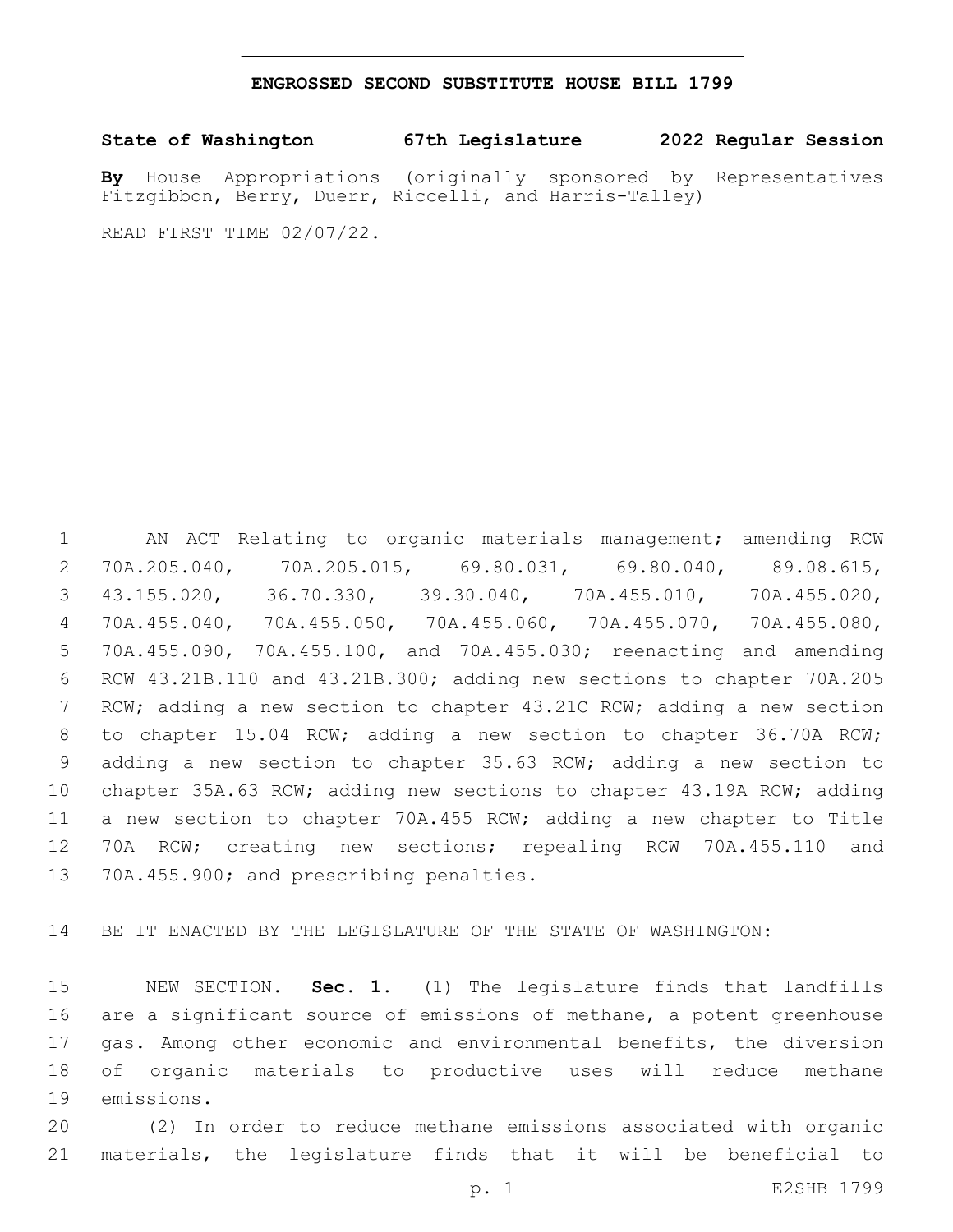# ENGROSSED SECOND SUBSTITUTE HOUSE BILL 1799

**State of Washington 67th Legislature 2022 Regular Session**

**By** House Appropriations (originally sponsored by Representatives Fitzgibbon, Berry, Duerr, Riccelli, and Harris-Talley)

READ FIRST TIME 02/07/22.

AN ACT Relating to organic materials management; amending RCW 70A.205.040, 70A.205.015, 69.80.031, 69.80.040, 89.08.615, 43.155.020, 36.70.330, 39.30.040, 70A.455.010, 70A.455.020, 70A.455.040, 70A.455.050, 70A.455.060, 70A.455.070, 70A.455.080, 70A.455.090, 70A.455.100, and 70A.455.030; reenacting and amending RCW 43.21B.110 and 43.21B.300; adding new sections to chapter 70A.205 RCW; adding a new section to chapter 43.21C RCW; adding a new section to chapter 15.04 RCW; adding a new section to chapter 36.70A RCW; adding a new section to chapter 35.63 RCW; adding a new section to chapter 35A.63 RCW; adding new sections to chapter 43.19A RCW; adding a new section to chapter 70A.455 RCW; adding a new chapter to Title 70A RCW; creating new sections; repealing RCW 70A.455.110 and 70A.455.900; and prescribing penalties.

BE IT ENACTED BY THE LEGISLATURE OF THE STATE OF WASHINGTON:

NEW SECTION. **Sec. 1.** (1) The legislature finds that landfills are a significant source of emissions of methane, a potent greenhouse gas. Among other economic and environmental benefits, the diversion of organic materials to productive uses will reduce methane emissions.

(2) In order to reduce methane emissions associated with organic materials, the legislature finds that it will be beneficial to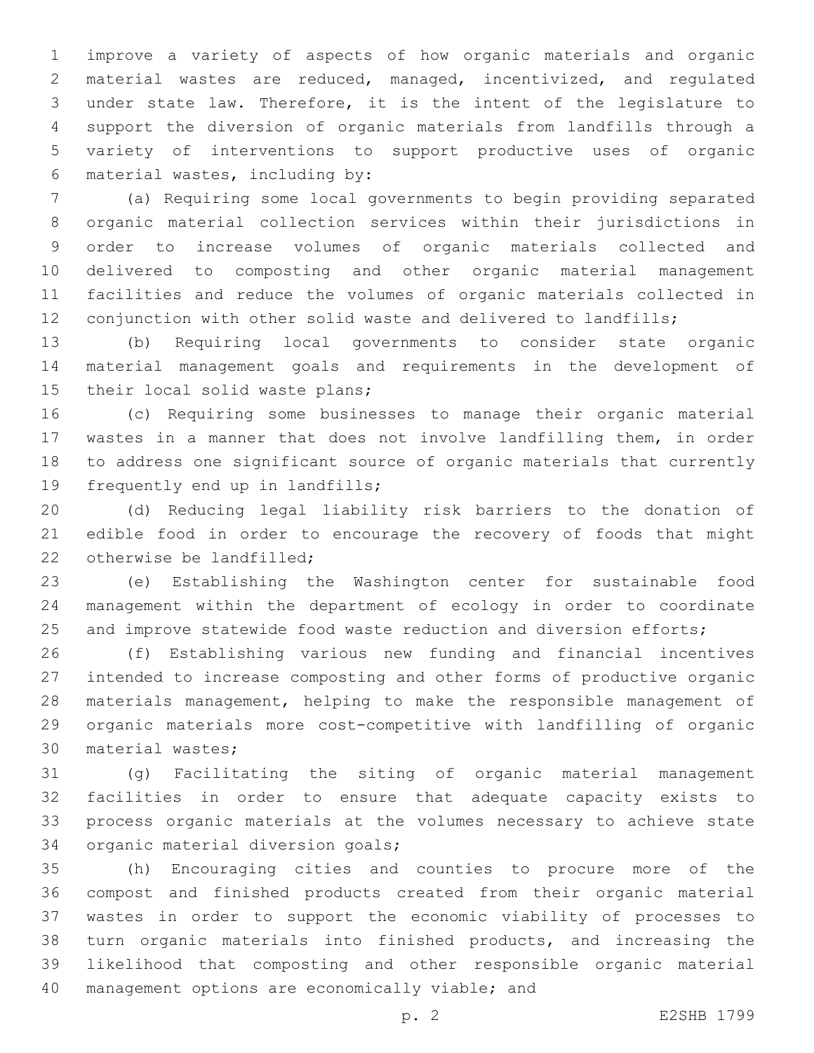improve a variety of aspects of how organic materials and organic material wastes are reduced, managed, incentivized, and regulated under state law. Therefore, it is the intent of the legislature to support the diversion of organic materials from landfills through a variety of interventions to support productive uses of organic material wastes, including by:

(a) Requiring some local governments to begin providing separated organic material collection services within their jurisdictions in order to increase volumes of organic materials collected and delivered to composting and other organic material management facilities and reduce the volumes of organic materials collected in conjunction with other solid waste and delivered to landfills;

(b) Requiring local governments to consider state organic material management goals and requirements in the development of their local solid waste plans;

(c) Requiring some businesses to manage their organic material wastes in a manner that does not involve landfilling them, in order to address one significant source of organic materials that currently frequently end up in landfills;

(d) Reducing legal liability risk barriers to the donation of edible food in order to encourage the recovery of foods that might otherwise be landfilled;

(e) Establishing the Washington center for sustainable food management within the department of ecology in order to coordinate and improve statewide food waste reduction and diversion efforts;

(f) Establishing various new funding and financial incentives intended to increase composting and other forms of productive organic materials management, helping to make the responsible management of organic materials more cost-competitive with landfilling of organic material wastes;

(g) Facilitating the siting of organic material management facilities in order to ensure that adequate capacity exists to process organic materials at the volumes necessary to achieve state organic material diversion goals;

(h) Encouraging cities and counties to procure more of the compost and finished products created from their organic material wastes in order to support the economic viability of processes to turn organic materials into finished products, and increasing the likelihood that composting and other responsible organic material management options are economically viable; and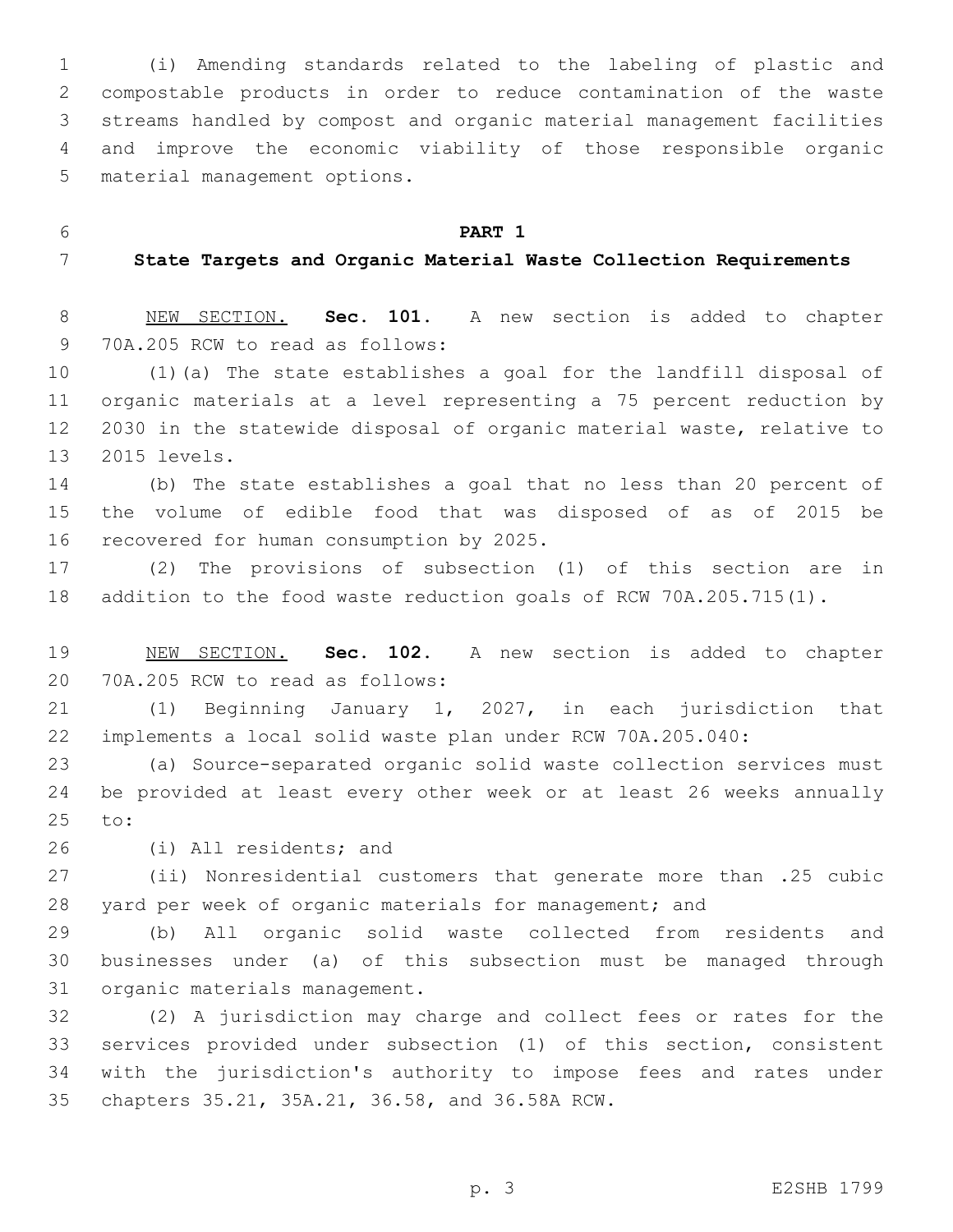(i) Amending standards related to the labeling of plastic and compostable products in order to reduce contamination of the waste streams handled by compost and organic material management facilities and improve the economic viability of those responsible organic material management options.

## PART 1

## State Targets and Organic Material Waste Collection Requirements

NEW SECTION. **Sec. 101.** A new section is added to chapter 70A.205 RCW to read as follows:

(1)(a) The state establishes a goal for the landfill disposal of organic materials at a level representing a 75 percent reduction by 2030 in the statewide disposal of organic material waste, relative to 2015 levels.

(b) The state establishes a goal that no less than 20 percent of the volume of edible food that was disposed of as of 2015 be recovered for human consumption by 2025.

(2) The provisions of subsection (1) of this section are in addition to the food waste reduction goals of RCW 70A.205.715(1).

NEW SECTION. **Sec. 102.** A new section is added to chapter 70A.205 RCW to read as follows:

(1) Beginning January 1, 2027, in each jurisdiction that implements a local solid waste plan under RCW 70A.205.040:

(a) Source-separated organic solid waste collection services must be provided at least every other week or at least 26 weeks annually to:

(i) All residents; and

(ii) Nonresidential customers that generate more than .25 cubic yard per week of organic materials for management; and

(b) All organic solid waste collected from residents and businesses under (a) of this subsection must be managed through organic materials management.

(2) A jurisdiction may charge and collect fees or rates for the services provided under subsection (1) of this section, consistent with the jurisdiction's authority to impose fees and rates under chapters 35.21, 35A.21, 36.58, and 36.58A RCW.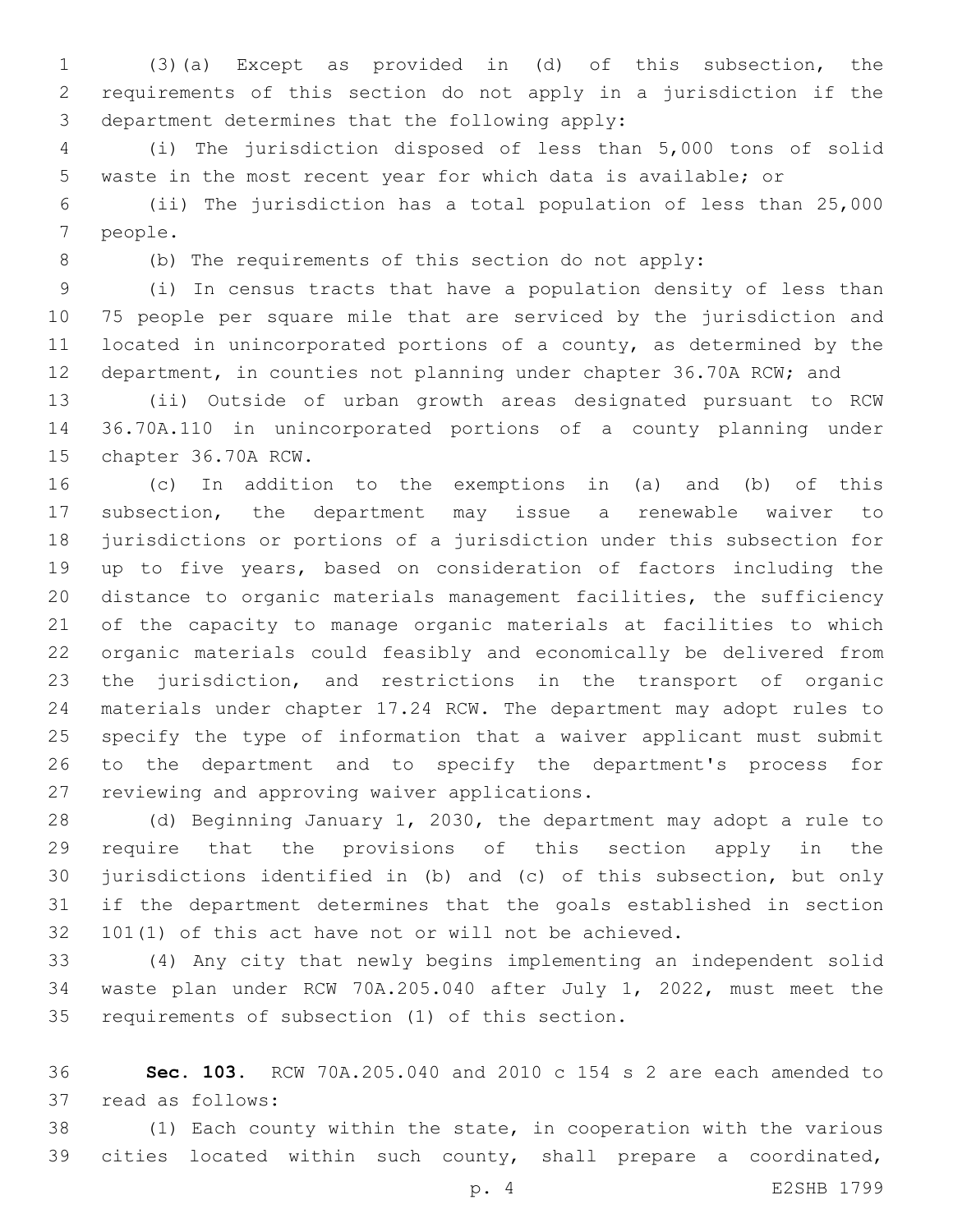(3)(a) Except as provided in (d) of this subsection, the requirements of this section do not apply in a jurisdiction if the department determines that the following apply:

(i) The jurisdiction disposed of less than 5,000 tons of solid waste in the most recent year for which data is available; or

(ii) The jurisdiction has a total population of less than 25,000 people.

(b) The requirements of this section do not apply:

(i) In census tracts that have a population density of less than 75 people per square mile that are serviced by the jurisdiction and located in unincorporated portions of a county, as determined by the department, in counties not planning under chapter 36.70A RCW; and

(ii) Outside of urban growth areas designated pursuant to RCW 36.70A.110 in unincorporated portions of a county planning under chapter 36.70A RCW.

(c) In addition to the exemptions in (a) and (b) of this subsection, the department may issue a renewable waiver to jurisdictions or portions of a jurisdiction under this subsection for up to five years, based on consideration of factors including the distance to organic materials management facilities, the sufficiency of the capacity to manage organic materials at facilities to which organic materials could feasibly and economically be delivered from the jurisdiction, and restrictions in the transport of organic materials under chapter 17.24 RCW. The department may adopt rules to specify the type of information that a waiver applicant must submit to the department and to specify the department's process for reviewing and approving waiver applications.

(d) Beginning January 1, 2030, the department may adopt a rule to require that the provisions of this section apply in the jurisdictions identified in (b) and (c) of this subsection, but only if the department determines that the goals established in section 101(1) of this act have not or will not be achieved.

(4) Any city that newly begins implementing an independent solid waste plan under RCW 70A.205.040 after July 1, 2022, must meet the requirements of subsection (1) of this section.

**Sec. 103.** RCW 70A.205.040 and 2010 c 154 s 2 are each amended to read as follows:

(1) Each county within the state, in cooperation with the various cities located within such county, shall prepare a coordinated,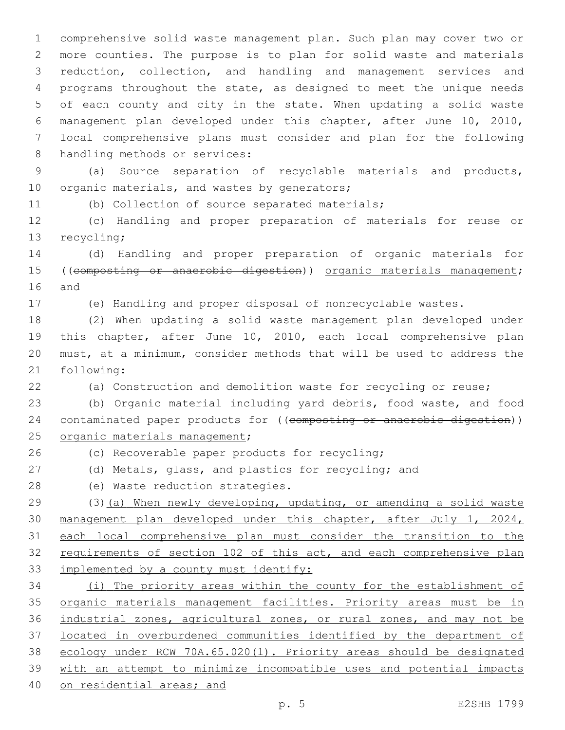comprehensive solid waste management plan. Such plan may cover two or more counties. The purpose is to plan for solid waste and materials reduction, collection, and handling and management services and programs throughout the state, as designed to meet the unique needs of each county and city in the state. When updating a solid waste management plan developed under this chapter, after June 10, 2010, local comprehensive plans must consider and plan for the following handling methods or services:

(a) Source separation of recyclable materials and products, organic materials, and wastes by generators;

(b) Collection of source separated materials;

(c) Handling and proper preparation of materials for reuse or recycling;

(d) Handling and proper preparation of organic materials for ((~~composting or anaerobic digestion~~)) organic materials management; and

(e) Handling and proper disposal of nonrecyclable wastes.

(2) When updating a solid waste management plan developed under this chapter, after June 10, 2010, each local comprehensive plan must, at a minimum, consider methods that will be used to address the following:

(a) Construction and demolition waste for recycling or reuse;

(b) Organic material including yard debris, food waste, and food contaminated paper products for ((~~composting or anaerobic digestion~~)) organic materials management;

(c) Recoverable paper products for recycling;

(d) Metals, glass, and plastics for recycling; and

(e) Waste reduction strategies.

(3)(a) When newly developing, updating, or amending a solid waste management plan developed under this chapter, after July 1, 2024, each local comprehensive plan must consider the transition to the requirements of section 102 of this act, and each comprehensive plan implemented by a county must identify:

(i) The priority areas within the county for the establishment of organic materials management facilities. Priority areas must be in industrial zones, agricultural zones, or rural zones, and may not be located in overburdened communities identified by the department of ecology under RCW 70A.65.020(1). Priority areas should be designated with an attempt to minimize incompatible uses and potential impacts on residential areas; and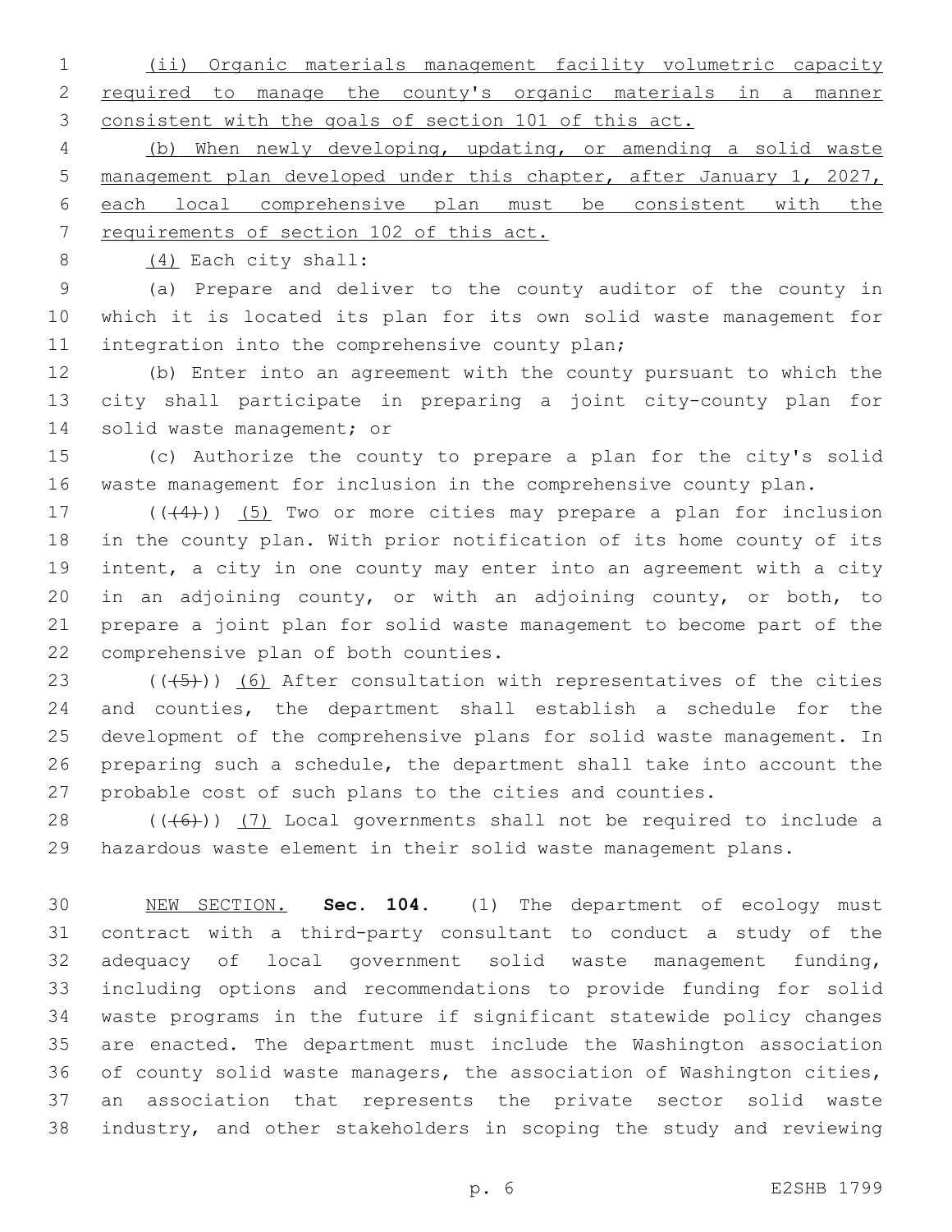(ii) Organic materials management facility volumetric capacity required to manage the county's organic materials in a manner consistent with the goals of section 101 of this act.

(b) When newly developing, updating, or amending a solid waste management plan developed under this chapter, after January 1, 2027, each local comprehensive plan must be consistent with the requirements of section 102 of this act.

(4) Each city shall:

(a) Prepare and deliver to the county auditor of the county in which it is located its plan for its own solid waste management for integration into the comprehensive county plan;

(b) Enter into an agreement with the county pursuant to which the city shall participate in preparing a joint city-county plan for solid waste management; or

(c) Authorize the county to prepare a plan for the city's solid waste management for inclusion in the comprehensive county plan.

~~((4))~~ (5) Two or more cities may prepare a plan for inclusion in the county plan. With prior notification of its home county of its intent, a city in one county may enter into an agreement with a city in an adjoining county, or with an adjoining county, or both, to prepare a joint plan for solid waste management to become part of the comprehensive plan of both counties.

~~((5))~~ (6) After consultation with representatives of the cities and counties, the department shall establish a schedule for the development of the comprehensive plans for solid waste management. In preparing such a schedule, the department shall take into account the probable cost of such plans to the cities and counties.

~~((6))~~ (7) Local governments shall not be required to include a hazardous waste element in their solid waste management plans.

NEW SECTION. **Sec. 104.** (1) The department of ecology must contract with a third-party consultant to conduct a study of the adequacy of local government solid waste management funding, including options and recommendations to provide funding for solid waste programs in the future if significant statewide policy changes are enacted. The department must include the Washington association of county solid waste managers, the association of Washington cities, an association that represents the private sector solid waste industry, and other stakeholders in scoping the study and reviewing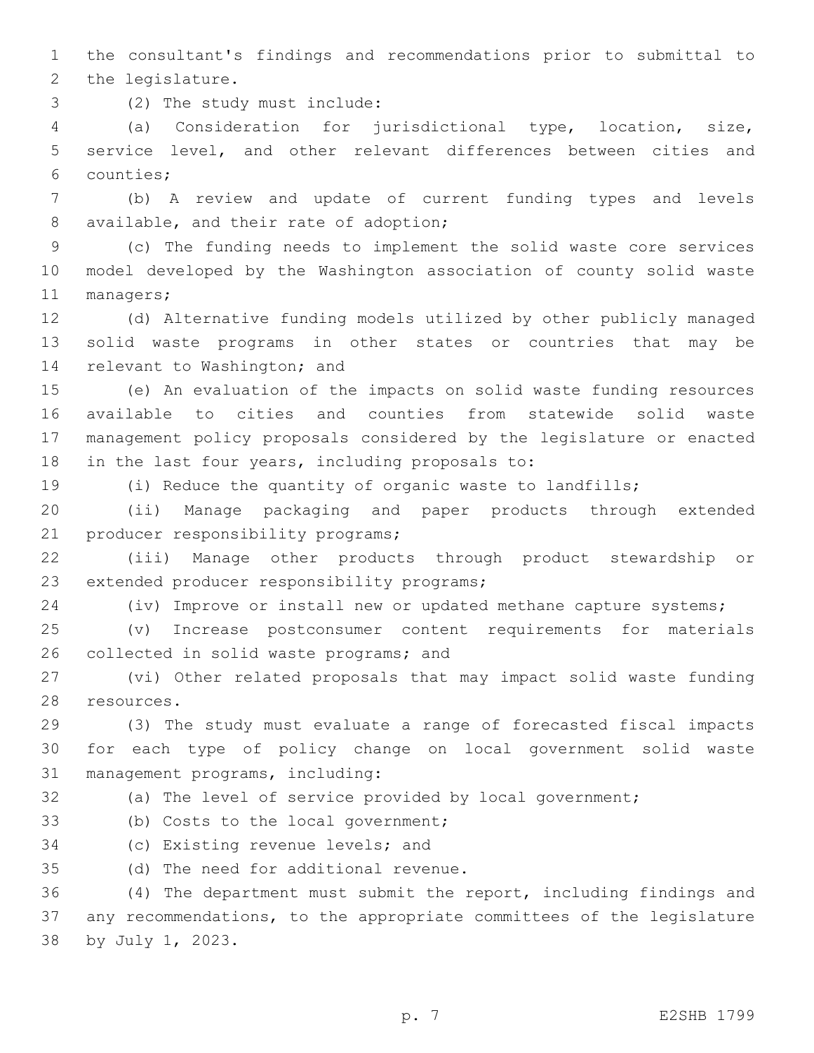the consultant's findings and recommendations prior to submittal to the legislature.

(2) The study must include:

(a) Consideration for jurisdictional type, location, size, service level, and other relevant differences between cities and counties;

(b) A review and update of current funding types and levels available, and their rate of adoption;

(c) The funding needs to implement the solid waste core services model developed by the Washington association of county solid waste managers;

(d) Alternative funding models utilized by other publicly managed solid waste programs in other states or countries that may be relevant to Washington; and

(e) An evaluation of the impacts on solid waste funding resources available to cities and counties from statewide solid waste management policy proposals considered by the legislature or enacted in the last four years, including proposals to:

(i) Reduce the quantity of organic waste to landfills;

(ii) Manage packaging and paper products through extended producer responsibility programs;

(iii) Manage other products through product stewardship or extended producer responsibility programs;

(iv) Improve or install new or updated methane capture systems;

(v) Increase postconsumer content requirements for materials collected in solid waste programs; and

(vi) Other related proposals that may impact solid waste funding resources.

(3) The study must evaluate a range of forecasted fiscal impacts for each type of policy change on local government solid waste management programs, including:

(a) The level of service provided by local government;

(b) Costs to the local government;

(c) Existing revenue levels; and

(d) The need for additional revenue.

(4) The department must submit the report, including findings and any recommendations, to the appropriate committees of the legislature by July 1, 2023.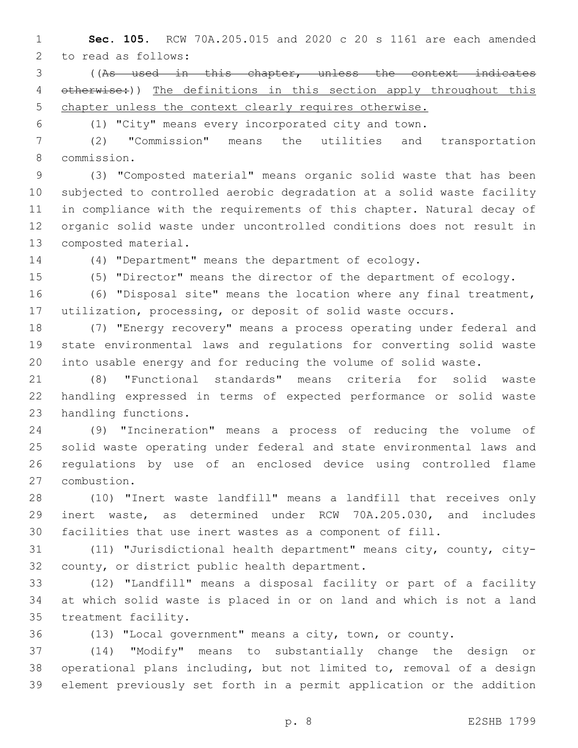**Sec. 105.** RCW 70A.205.015 and 2020 c 20 s 1161 are each amended to read as follows:

((~~As used in this chapter, unless the context indicates otherwise:~~)) <u>The definitions in this section apply throughout this chapter unless the context clearly requires otherwise.</u>

(1) "City" means every incorporated city and town.

(2) "Commission" means the utilities and transportation commission.

(3) "Composted material" means organic solid waste that has been subjected to controlled aerobic degradation at a solid waste facility in compliance with the requirements of this chapter. Natural decay of organic solid waste under uncontrolled conditions does not result in composted material.

(4) "Department" means the department of ecology.

(5) "Director" means the director of the department of ecology.

(6) "Disposal site" means the location where any final treatment, utilization, processing, or deposit of solid waste occurs.

(7) "Energy recovery" means a process operating under federal and state environmental laws and regulations for converting solid waste into usable energy and for reducing the volume of solid waste.

(8) "Functional standards" means criteria for solid waste handling expressed in terms of expected performance or solid waste handling functions.

(9) "Incineration" means a process of reducing the volume of solid waste operating under federal and state environmental laws and regulations by use of an enclosed device using controlled flame combustion.

(10) "Inert waste landfill" means a landfill that receives only inert waste, as determined under RCW 70A.205.030, and includes facilities that use inert wastes as a component of fill.

(11) "Jurisdictional health department" means city, county, city-county, or district public health department.

(12) "Landfill" means a disposal facility or part of a facility at which solid waste is placed in or on land and which is not a land treatment facility.

(13) "Local government" means a city, town, or county.

(14) "Modify" means to substantially change the design or operational plans including, but not limited to, removal of a design element previously set forth in a permit application or the addition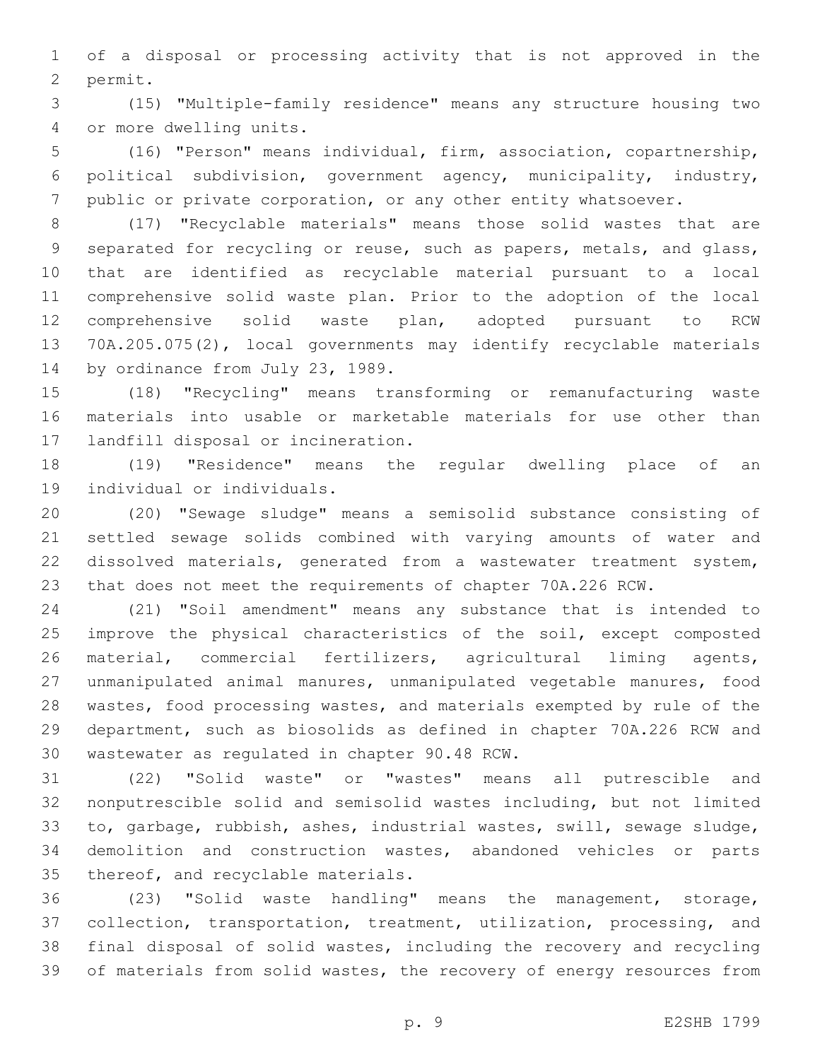of a disposal or processing activity that is not approved in the permit.

(15) "Multiple-family residence" means any structure housing two or more dwelling units.

(16) "Person" means individual, firm, association, copartnership, political subdivision, government agency, municipality, industry, public or private corporation, or any other entity whatsoever.

(17) "Recyclable materials" means those solid wastes that are separated for recycling or reuse, such as papers, metals, and glass, that are identified as recyclable material pursuant to a local comprehensive solid waste plan. Prior to the adoption of the local comprehensive solid waste plan, adopted pursuant to RCW 70A.205.075(2), local governments may identify recyclable materials by ordinance from July 23, 1989.

(18) "Recycling" means transforming or remanufacturing waste materials into usable or marketable materials for use other than landfill disposal or incineration.

(19) "Residence" means the regular dwelling place of an individual or individuals.

(20) "Sewage sludge" means a semisolid substance consisting of settled sewage solids combined with varying amounts of water and dissolved materials, generated from a wastewater treatment system, that does not meet the requirements of chapter 70A.226 RCW.

(21) "Soil amendment" means any substance that is intended to improve the physical characteristics of the soil, except composted material, commercial fertilizers, agricultural liming agents, unmanipulated animal manures, unmanipulated vegetable manures, food wastes, food processing wastes, and materials exempted by rule of the department, such as biosolids as defined in chapter 70A.226 RCW and wastewater as regulated in chapter 90.48 RCW.

(22) "Solid waste" or "wastes" means all putrescible and nonputrescible solid and semisolid wastes including, but not limited to, garbage, rubbish, ashes, industrial wastes, swill, sewage sludge, demolition and construction wastes, abandoned vehicles or parts thereof, and recyclable materials.

(23) "Solid waste handling" means the management, storage, collection, transportation, treatment, utilization, processing, and final disposal of solid wastes, including the recovery and recycling of materials from solid wastes, the recovery of energy resources from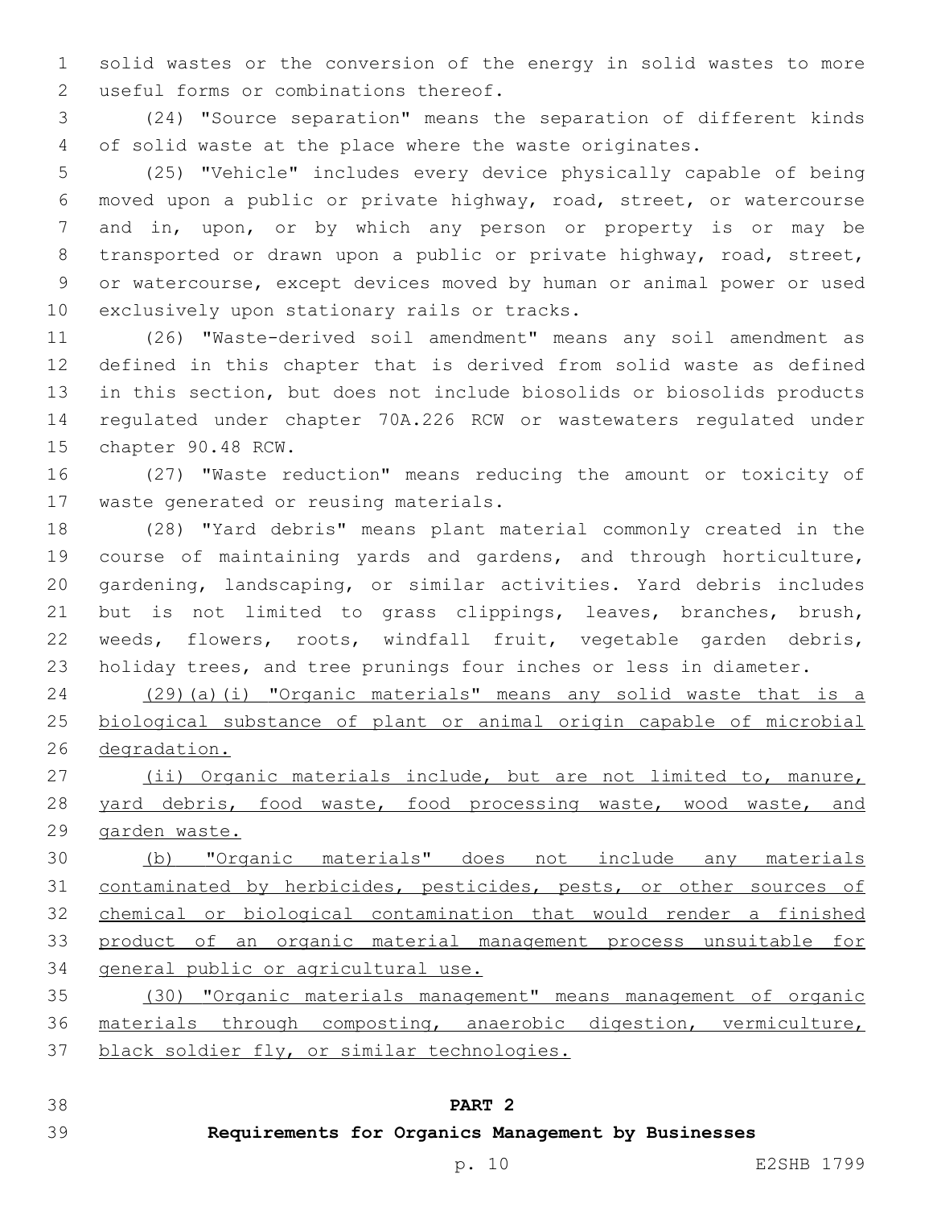solid wastes or the conversion of the energy in solid wastes to more useful forms or combinations thereof.

(24) "Source separation" means the separation of different kinds of solid waste at the place where the waste originates.

(25) "Vehicle" includes every device physically capable of being moved upon a public or private highway, road, street, or watercourse and in, upon, or by which any person or property is or may be transported or drawn upon a public or private highway, road, street, or watercourse, except devices moved by human or animal power or used exclusively upon stationary rails or tracks.

(26) "Waste-derived soil amendment" means any soil amendment as defined in this chapter that is derived from solid waste as defined in this section, but does not include biosolids or biosolids products regulated under chapter 70A.226 RCW or wastewaters regulated under chapter 90.48 RCW.

(27) "Waste reduction" means reducing the amount or toxicity of waste generated or reusing materials.

(28) "Yard debris" means plant material commonly created in the course of maintaining yards and gardens, and through horticulture, gardening, landscaping, or similar activities. Yard debris includes but is not limited to grass clippings, leaves, branches, brush, weeds, flowers, roots, windfall fruit, vegetable garden debris, holiday trees, and tree prunings four inches or less in diameter.

<u>(29)(a)(i) "Organic materials" means any solid waste that is a biological substance of plant or animal origin capable of microbial degradation.</u>

<u>(ii) Organic materials include, but are not limited to, manure, yard debris, food waste, food processing waste, wood waste, and garden waste.</u>

<u>(b) "Organic materials" does not include any materials contaminated by herbicides, pesticides, pests, or other sources of chemical or biological contamination that would render a finished product of an organic material management process unsuitable for general public or agricultural use.</u>

<u>(30) "Organic materials management" means management of organic materials through composting, anaerobic digestion, vermiculture, black soldier fly, or similar technologies.</u>

## PART 2

## Requirements for Organics Management by Businesses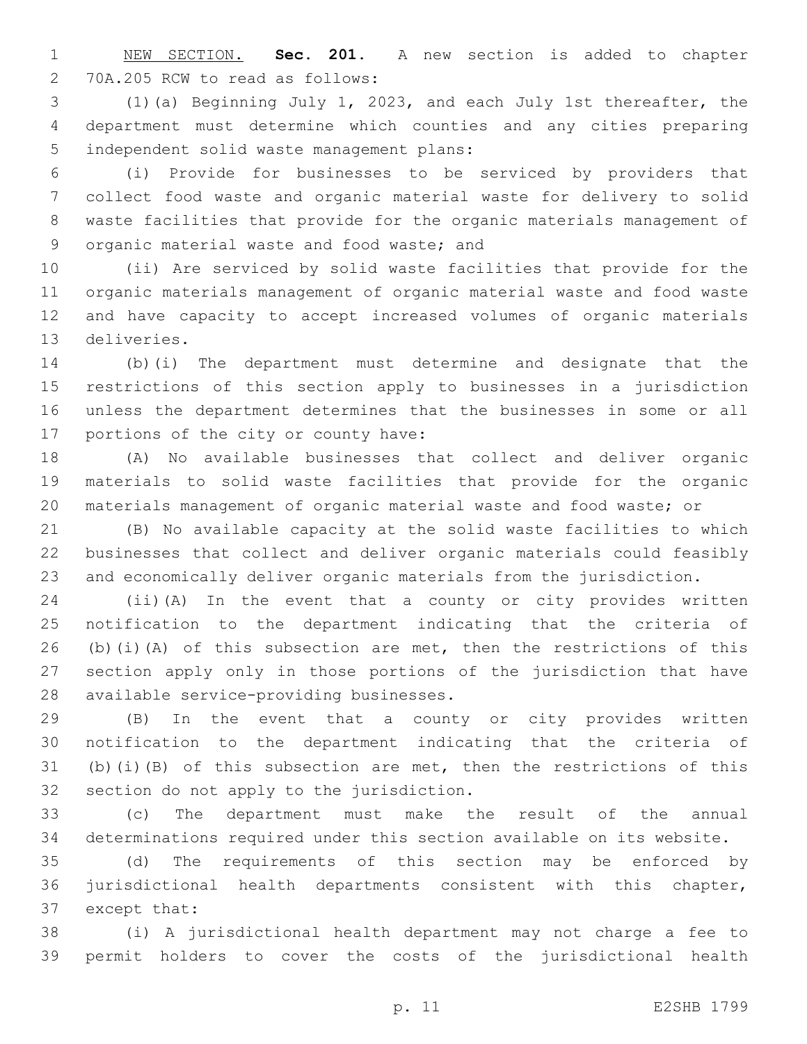NEW SECTION. **Sec. 201.** A new section is added to chapter 70A.205 RCW to read as follows:

(1)(a) Beginning July 1, 2023, and each July 1st thereafter, the department must determine which counties and any cities preparing independent solid waste management plans:

(i) Provide for businesses to be serviced by providers that collect food waste and organic material waste for delivery to solid waste facilities that provide for the organic materials management of organic material waste and food waste; and

(ii) Are serviced by solid waste facilities that provide for the organic materials management of organic material waste and food waste and have capacity to accept increased volumes of organic materials deliveries.

(b)(i) The department must determine and designate that the restrictions of this section apply to businesses in a jurisdiction unless the department determines that the businesses in some or all portions of the city or county have:

(A) No available businesses that collect and deliver organic materials to solid waste facilities that provide for the organic materials management of organic material waste and food waste; or

(B) No available capacity at the solid waste facilities to which businesses that collect and deliver organic materials could feasibly and economically deliver organic materials from the jurisdiction.

(ii)(A) In the event that a county or city provides written notification to the department indicating that the criteria of (b)(i)(A) of this subsection are met, then the restrictions of this section apply only in those portions of the jurisdiction that have available service-providing businesses.

(B) In the event that a county or city provides written notification to the department indicating that the criteria of (b)(i)(B) of this subsection are met, then the restrictions of this section do not apply to the jurisdiction.

(c) The department must make the result of the annual determinations required under this section available on its website.

(d) The requirements of this section may be enforced by jurisdictional health departments consistent with this chapter, except that:

(i) A jurisdictional health department may not charge a fee to permit holders to cover the costs of the jurisdictional health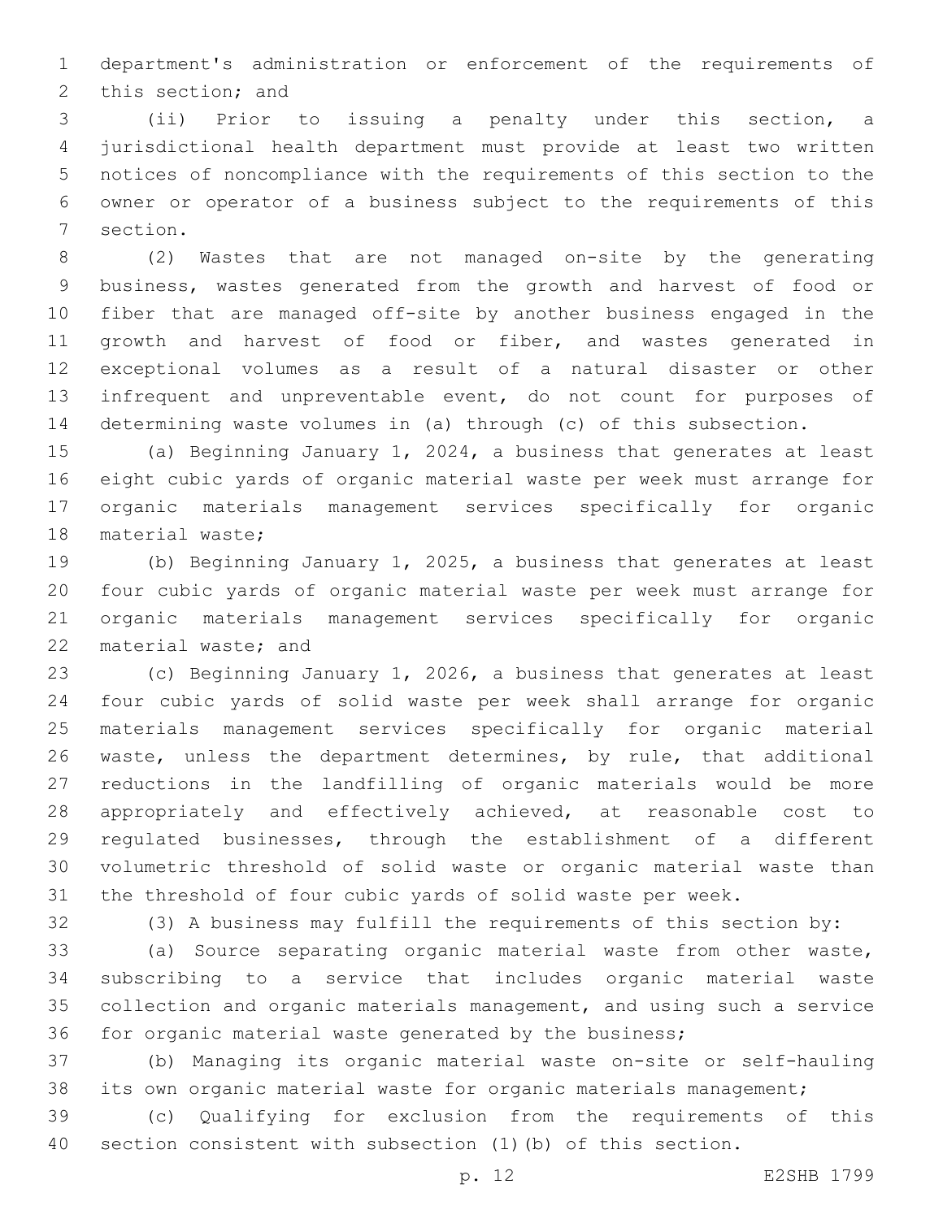department's administration or enforcement of the requirements of this section; and

(ii) Prior to issuing a penalty under this section, a jurisdictional health department must provide at least two written notices of noncompliance with the requirements of this section to the owner or operator of a business subject to the requirements of this section.

(2) Wastes that are not managed on-site by the generating business, wastes generated from the growth and harvest of food or fiber that are managed off-site by another business engaged in the growth and harvest of food or fiber, and wastes generated in exceptional volumes as a result of a natural disaster or other infrequent and unpreventable event, do not count for purposes of determining waste volumes in (a) through (c) of this subsection.

(a) Beginning January 1, 2024, a business that generates at least eight cubic yards of organic material waste per week must arrange for organic materials management services specifically for organic material waste;

(b) Beginning January 1, 2025, a business that generates at least four cubic yards of organic material waste per week must arrange for organic materials management services specifically for organic material waste; and

(c) Beginning January 1, 2026, a business that generates at least four cubic yards of solid waste per week shall arrange for organic materials management services specifically for organic material waste, unless the department determines, by rule, that additional reductions in the landfilling of organic materials would be more appropriately and effectively achieved, at reasonable cost to regulated businesses, through the establishment of a different volumetric threshold of solid waste or organic material waste than the threshold of four cubic yards of solid waste per week.

(3) A business may fulfill the requirements of this section by:

(a) Source separating organic material waste from other waste, subscribing to a service that includes organic material waste collection and organic materials management, and using such a service for organic material waste generated by the business;

(b) Managing its organic material waste on-site or self-hauling its own organic material waste for organic materials management;

(c) Qualifying for exclusion from the requirements of this section consistent with subsection (1)(b) of this section.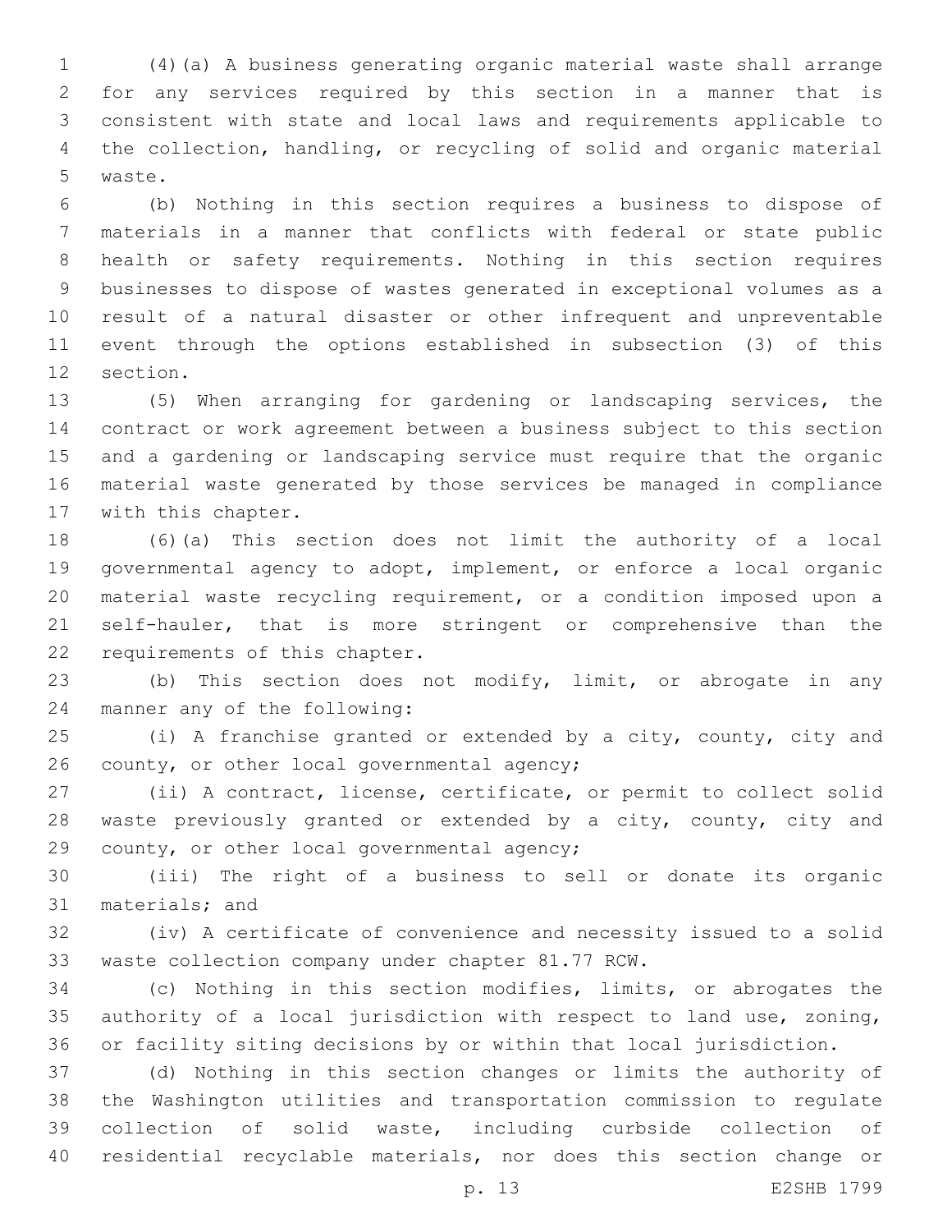(4)(a) A business generating organic material waste shall arrange for any services required by this section in a manner that is consistent with state and local laws and requirements applicable to the collection, handling, or recycling of solid and organic material waste.

(b) Nothing in this section requires a business to dispose of materials in a manner that conflicts with federal or state public health or safety requirements. Nothing in this section requires businesses to dispose of wastes generated in exceptional volumes as a result of a natural disaster or other infrequent and unpreventable event through the options established in subsection (3) of this section.

(5) When arranging for gardening or landscaping services, the contract or work agreement between a business subject to this section and a gardening or landscaping service must require that the organic material waste generated by those services be managed in compliance with this chapter.

(6)(a) This section does not limit the authority of a local governmental agency to adopt, implement, or enforce a local organic material waste recycling requirement, or a condition imposed upon a self-hauler, that is more stringent or comprehensive than the requirements of this chapter.

(b) This section does not modify, limit, or abrogate in any manner any of the following:

(i) A franchise granted or extended by a city, county, city and county, or other local governmental agency;

(ii) A contract, license, certificate, or permit to collect solid waste previously granted or extended by a city, county, city and county, or other local governmental agency;

(iii) The right of a business to sell or donate its organic materials; and

(iv) A certificate of convenience and necessity issued to a solid waste collection company under chapter 81.77 RCW.

(c) Nothing in this section modifies, limits, or abrogates the authority of a local jurisdiction with respect to land use, zoning, or facility siting decisions by or within that local jurisdiction.

(d) Nothing in this section changes or limits the authority of the Washington utilities and transportation commission to regulate collection of solid waste, including curbside collection of residential recyclable materials, nor does this section change or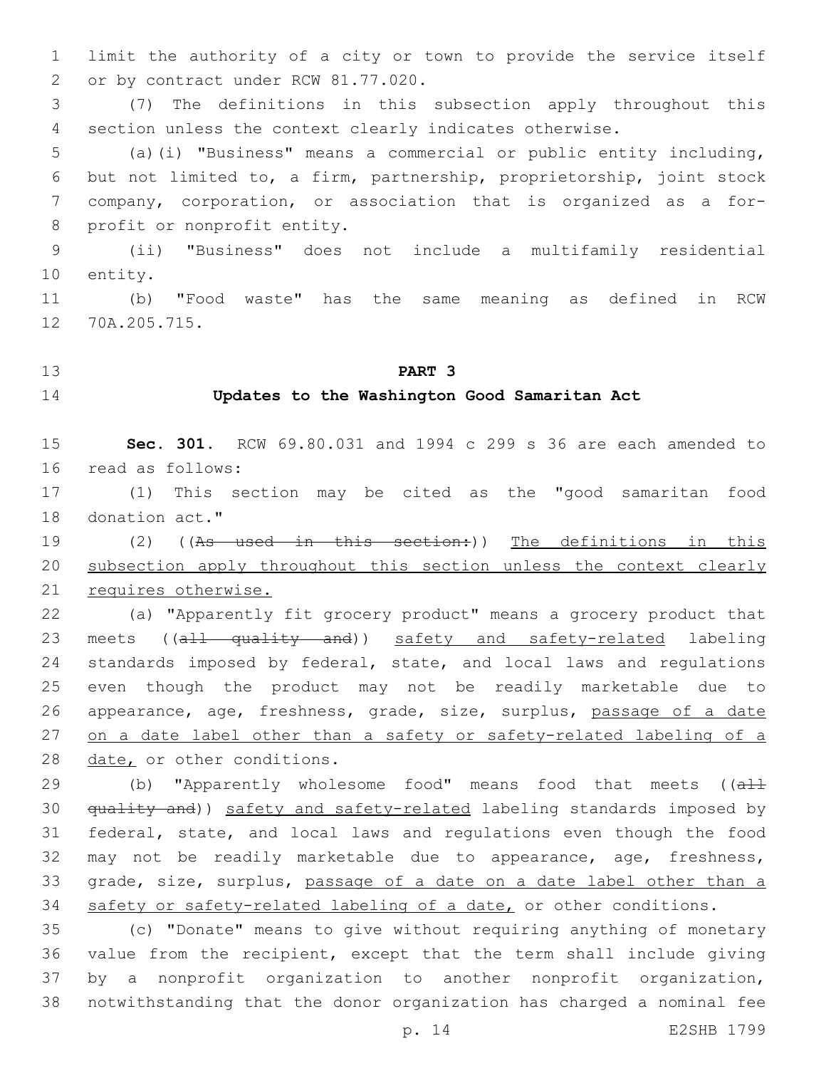limit the authority of a city or town to provide the service itself or by contract under RCW 81.77.020.

(7) The definitions in this subsection apply throughout this section unless the context clearly indicates otherwise.

(a)(i) "Business" means a commercial or public entity including, but not limited to, a firm, partnership, proprietorship, joint stock company, corporation, or association that is organized as a for-profit or nonprofit entity.

(ii) "Business" does not include a multifamily residential entity.

(b) "Food waste" has the same meaning as defined in RCW 70A.205.715.

## PART 3

## Updates to the Washington Good Samaritan Act

**Sec. 301.** RCW 69.80.031 and 1994 c 299 s 36 are each amended to read as follows:

(1) This section may be cited as the "good samaritan food donation act."

(2) ((~~As used in this section:~~)) <u>The definitions in this subsection apply throughout this section unless the context clearly requires otherwise.</u>

(a) "Apparently fit grocery product" means a grocery product that meets ((~~all quality and~~)) <u>safety and safety-related</u> labeling standards imposed by federal, state, and local laws and regulations even though the product may not be readily marketable due to appearance, age, freshness, grade, size, surplus, <u>passage of a date on a date label other than a safety or safety-related labeling of a date,</u> or other conditions.

(b) "Apparently wholesome food" means food that meets ((~~all quality and~~)) <u>safety and safety-related</u> labeling standards imposed by federal, state, and local laws and regulations even though the food may not be readily marketable due to appearance, age, freshness, grade, size, surplus, <u>passage of a date on a date label other than a safety or safety-related labeling of a date,</u> or other conditions.

(c) "Donate" means to give without requiring anything of monetary value from the recipient, except that the term shall include giving by a nonprofit organization to another nonprofit organization, notwithstanding that the donor organization has charged a nominal fee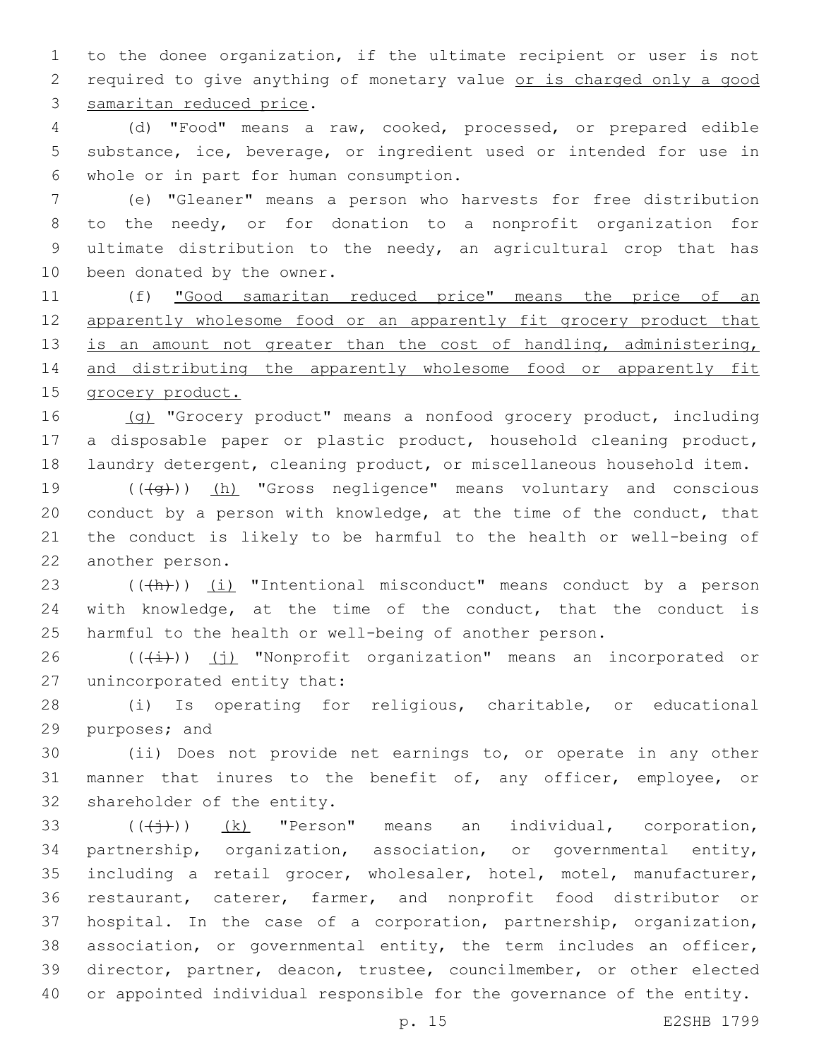to the donee organization, if the ultimate recipient or user is not required to give anything of monetary value <u>or is charged only a good samaritan reduced price</u>.

(d) "Food" means a raw, cooked, processed, or prepared edible substance, ice, beverage, or ingredient used or intended for use in whole or in part for human consumption.

(e) "Gleaner" means a person who harvests for free distribution to the needy, or for donation to a nonprofit organization for ultimate distribution to the needy, an agricultural crop that has been donated by the owner.

(f) <u>"Good samaritan reduced price" means the price of an apparently wholesome food or an apparently fit grocery product that is an amount not greater than the cost of handling, administering, and distributing the apparently wholesome food or apparently fit grocery product.</u>

<u>(g)</u> "Grocery product" means a nonfood grocery product, including a disposable paper or plastic product, household cleaning product, laundry detergent, cleaning product, or miscellaneous household item.

((~~(g)~~)) <u>(h)</u> "Gross negligence" means voluntary and conscious conduct by a person with knowledge, at the time of the conduct, that the conduct is likely to be harmful to the health or well-being of another person.

((~~(h)~~)) <u>(i)</u> "Intentional misconduct" means conduct by a person with knowledge, at the time of the conduct, that the conduct is harmful to the health or well-being of another person.

((~~(i)~~)) <u>(j)</u> "Nonprofit organization" means an incorporated or unincorporated entity that:

(i) Is operating for religious, charitable, or educational purposes; and

(ii) Does not provide net earnings to, or operate in any other manner that inures to the benefit of, any officer, employee, or shareholder of the entity.

((~~(j)~~)) <u>(k)</u> "Person" means an individual, corporation, partnership, organization, association, or governmental entity, including a retail grocer, wholesaler, hotel, motel, manufacturer, restaurant, caterer, farmer, and nonprofit food distributor or hospital. In the case of a corporation, partnership, organization, association, or governmental entity, the term includes an officer, director, partner, deacon, trustee, councilmember, or other elected or appointed individual responsible for the governance of the entity.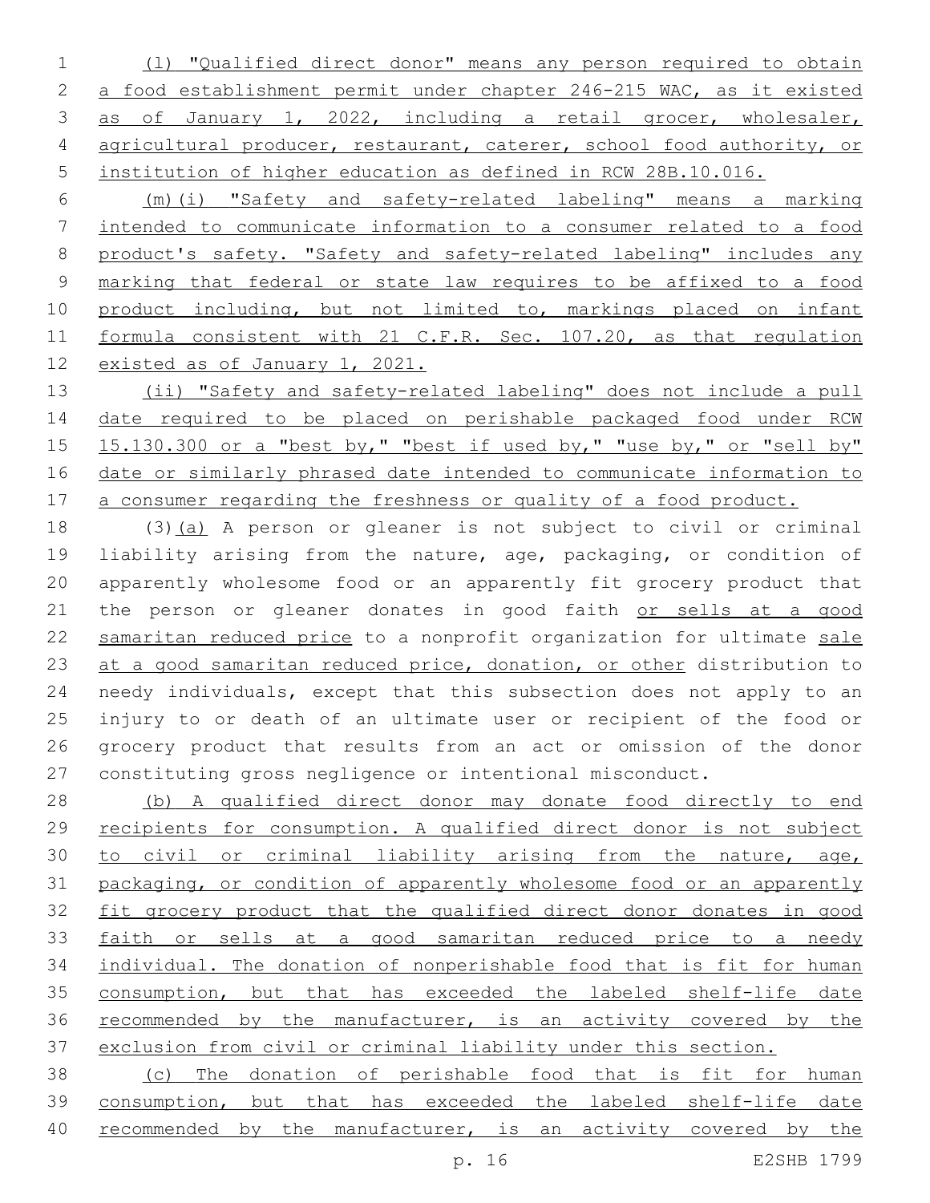(l) "Qualified direct donor" means any person required to obtain a food establishment permit under chapter 246-215 WAC, as it existed as of January 1, 2022, including a retail grocer, wholesaler, agricultural producer, restaurant, caterer, school food authority, or institution of higher education as defined in RCW 28B.10.016.

(m)(i) "Safety and safety-related labeling" means a marking intended to communicate information to a consumer related to a food product's safety. "Safety and safety-related labeling" includes any marking that federal or state law requires to be affixed to a food product including, but not limited to, markings placed on infant formula consistent with 21 C.F.R. Sec. 107.20, as that regulation existed as of January 1, 2021.

(ii) "Safety and safety-related labeling" does not include a pull date required to be placed on perishable packaged food under RCW 15.130.300 or a "best by," "best if used by," "use by," or "sell by" date or similarly phrased date intended to communicate information to a consumer regarding the freshness or quality of a food product.

(3)(a) A person or gleaner is not subject to civil or criminal liability arising from the nature, age, packaging, or condition of apparently wholesome food or an apparently fit grocery product that the person or gleaner donates in good faith or sells at a good samaritan reduced price to a nonprofit organization for ultimate sale at a good samaritan reduced price, donation, or other distribution to needy individuals, except that this subsection does not apply to an injury to or death of an ultimate user or recipient of the food or grocery product that results from an act or omission of the donor constituting gross negligence or intentional misconduct.

(b) A qualified direct donor may donate food directly to end recipients for consumption. A qualified direct donor is not subject to civil or criminal liability arising from the nature, age, packaging, or condition of apparently wholesome food or an apparently fit grocery product that the qualified direct donor donates in good faith or sells at a good samaritan reduced price to a needy individual. The donation of nonperishable food that is fit for human consumption, but that has exceeded the labeled shelf-life date recommended by the manufacturer, is an activity covered by the exclusion from civil or criminal liability under this section.

(c) The donation of perishable food that is fit for human consumption, but that has exceeded the labeled shelf-life date recommended by the manufacturer, is an activity covered by the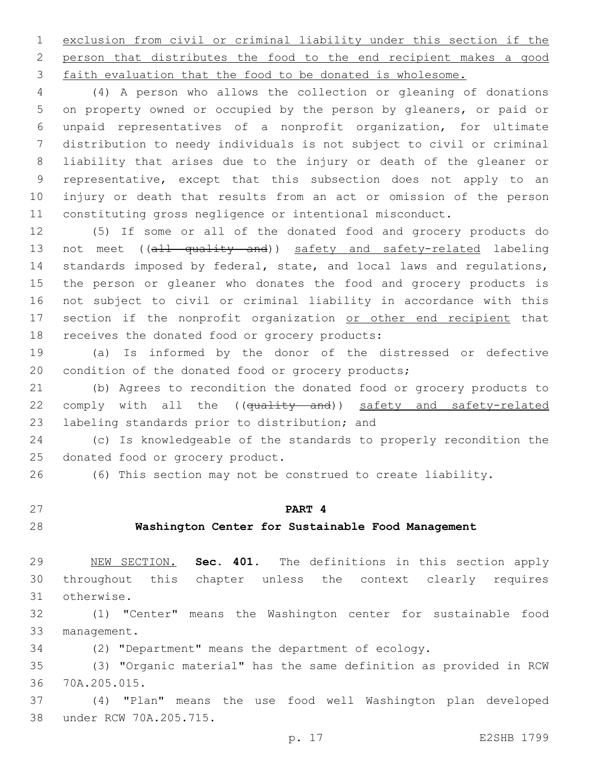exclusion from civil or criminal liability under this section if the person that distributes the food to the end recipient makes a good faith evaluation that the food to be donated is wholesome.

(4) A person who allows the collection or gleaning of donations on property owned or occupied by the person by gleaners, or paid or unpaid representatives of a nonprofit organization, for ultimate distribution to needy individuals is not subject to civil or criminal liability that arises due to the injury or death of the gleaner or representative, except that this subsection does not apply to an injury or death that results from an act or omission of the person constituting gross negligence or intentional misconduct.

(5) If some or all of the donated food and grocery products do not meet ((~~all quality and~~)) safety and safety-related labeling standards imposed by federal, state, and local laws and regulations, the person or gleaner who donates the food and grocery products is not subject to civil or criminal liability in accordance with this section if the nonprofit organization or other end recipient that receives the donated food or grocery products:

(a) Is informed by the donor of the distressed or defective condition of the donated food or grocery products;

(b) Agrees to recondition the donated food or grocery products to comply with all the ((~~quality and~~)) safety and safety-related labeling standards prior to distribution; and

(c) Is knowledgeable of the standards to properly recondition the donated food or grocery product.

(6) This section may not be construed to create liability.

## PART 4

## Washington Center for Sustainable Food Management

NEW SECTION. **Sec. 401.** The definitions in this section apply throughout this chapter unless the context clearly requires otherwise.

(1) "Center" means the Washington center for sustainable food management.

(2) "Department" means the department of ecology.

(3) "Organic material" has the same definition as provided in RCW 70A.205.015.

(4) "Plan" means the use food well Washington plan developed under RCW 70A.205.715.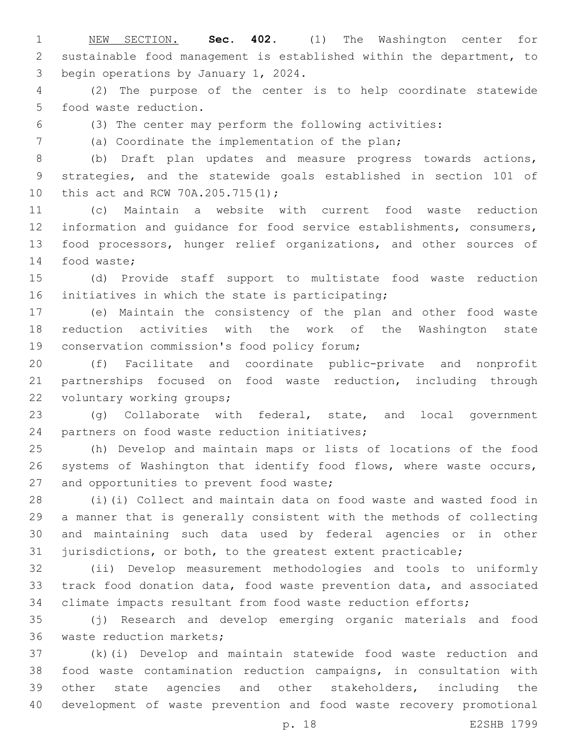NEW SECTION. **Sec. 402.** (1) The Washington center for sustainable food management is established within the department, to begin operations by January 1, 2024.

(2) The purpose of the center is to help coordinate statewide food waste reduction.

(3) The center may perform the following activities:

(a) Coordinate the implementation of the plan;

(b) Draft plan updates and measure progress towards actions, strategies, and the statewide goals established in section 101 of this act and RCW 70A.205.715(1);

(c) Maintain a website with current food waste reduction information and guidance for food service establishments, consumers, food processors, hunger relief organizations, and other sources of food waste;

(d) Provide staff support to multistate food waste reduction initiatives in which the state is participating;

(e) Maintain the consistency of the plan and other food waste reduction activities with the work of the Washington state conservation commission's food policy forum;

(f) Facilitate and coordinate public-private and nonprofit partnerships focused on food waste reduction, including through voluntary working groups;

(g) Collaborate with federal, state, and local government partners on food waste reduction initiatives;

(h) Develop and maintain maps or lists of locations of the food systems of Washington that identify food flows, where waste occurs, and opportunities to prevent food waste;

(i)(i) Collect and maintain data on food waste and wasted food in a manner that is generally consistent with the methods of collecting and maintaining such data used by federal agencies or in other jurisdictions, or both, to the greatest extent practicable;

(ii) Develop measurement methodologies and tools to uniformly track food donation data, food waste prevention data, and associated climate impacts resultant from food waste reduction efforts;

(j) Research and develop emerging organic materials and food waste reduction markets;

(k)(i) Develop and maintain statewide food waste reduction and food waste contamination reduction campaigns, in consultation with other state agencies and other stakeholders, including the development of waste prevention and food waste recovery promotional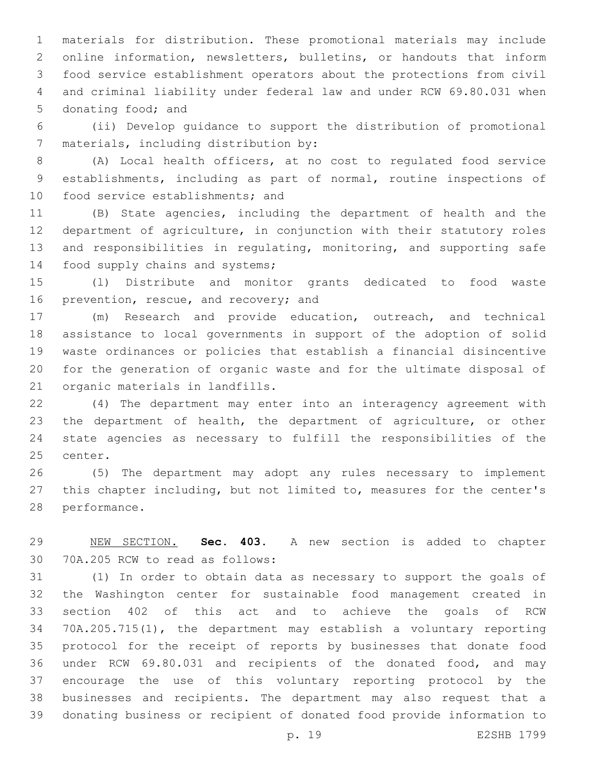materials for distribution. These promotional materials may include online information, newsletters, bulletins, or handouts that inform food service establishment operators about the protections from civil and criminal liability under federal law and under RCW 69.80.031 when donating food; and

(ii) Develop guidance to support the distribution of promotional materials, including distribution by:

(A) Local health officers, at no cost to regulated food service establishments, including as part of normal, routine inspections of food service establishments; and

(B) State agencies, including the department of health and the department of agriculture, in conjunction with their statutory roles and responsibilities in regulating, monitoring, and supporting safe food supply chains and systems;

(l) Distribute and monitor grants dedicated to food waste prevention, rescue, and recovery; and

(m) Research and provide education, outreach, and technical assistance to local governments in support of the adoption of solid waste ordinances or policies that establish a financial disincentive for the generation of organic waste and for the ultimate disposal of organic materials in landfills.

(4) The department may enter into an interagency agreement with the department of health, the department of agriculture, or other state agencies as necessary to fulfill the responsibilities of the center.

(5) The department may adopt any rules necessary to implement this chapter including, but not limited to, measures for the center's performance.

NEW SECTION. **Sec. 403.** A new section is added to chapter 70A.205 RCW to read as follows:

(1) In order to obtain data as necessary to support the goals of the Washington center for sustainable food management created in section 402 of this act and to achieve the goals of RCW 70A.205.715(1), the department may establish a voluntary reporting protocol for the receipt of reports by businesses that donate food under RCW 69.80.031 and recipients of the donated food, and may encourage the use of this voluntary reporting protocol by the businesses and recipients. The department may also request that a donating business or recipient of donated food provide information to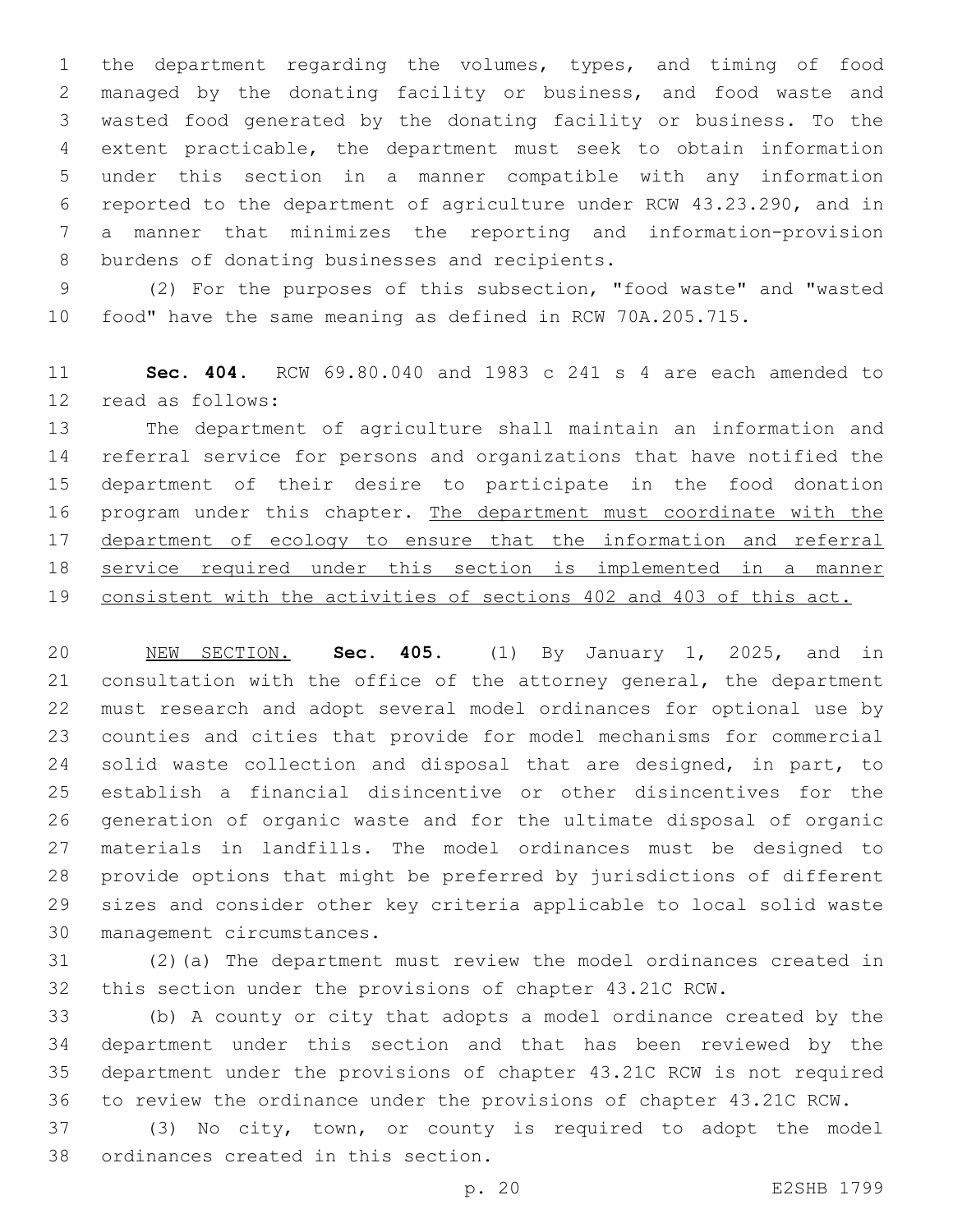the department regarding the volumes, types, and timing of food managed by the donating facility or business, and food waste and wasted food generated by the donating facility or business. To the extent practicable, the department must seek to obtain information under this section in a manner compatible with any information reported to the department of agriculture under RCW 43.23.290, and in a manner that minimizes the reporting and information-provision burdens of donating businesses and recipients.

(2) For the purposes of this subsection, "food waste" and "wasted food" have the same meaning as defined in RCW 70A.205.715.

**Sec. 404.** RCW 69.80.040 and 1983 c 241 s 4 are each amended to read as follows:

The department of agriculture shall maintain an information and referral service for persons and organizations that have notified the department of their desire to participate in the food donation program under this chapter. <u>The department must coordinate with the department of ecology to ensure that the information and referral service required under this section is implemented in a manner consistent with the activities of sections 402 and 403 of this act.</u>

<u>NEW SECTION.</u> **Sec. 405.** (1) By January 1, 2025, and in consultation with the office of the attorney general, the department must research and adopt several model ordinances for optional use by counties and cities that provide for model mechanisms for commercial solid waste collection and disposal that are designed, in part, to establish a financial disincentive or other disincentives for the generation of organic waste and for the ultimate disposal of organic materials in landfills. The model ordinances must be designed to provide options that might be preferred by jurisdictions of different sizes and consider other key criteria applicable to local solid waste management circumstances.

(2)(a) The department must review the model ordinances created in this section under the provisions of chapter 43.21C RCW.

(b) A county or city that adopts a model ordinance created by the department under this section and that has been reviewed by the department under the provisions of chapter 43.21C RCW is not required to review the ordinance under the provisions of chapter 43.21C RCW.

(3) No city, town, or county is required to adopt the model ordinances created in this section.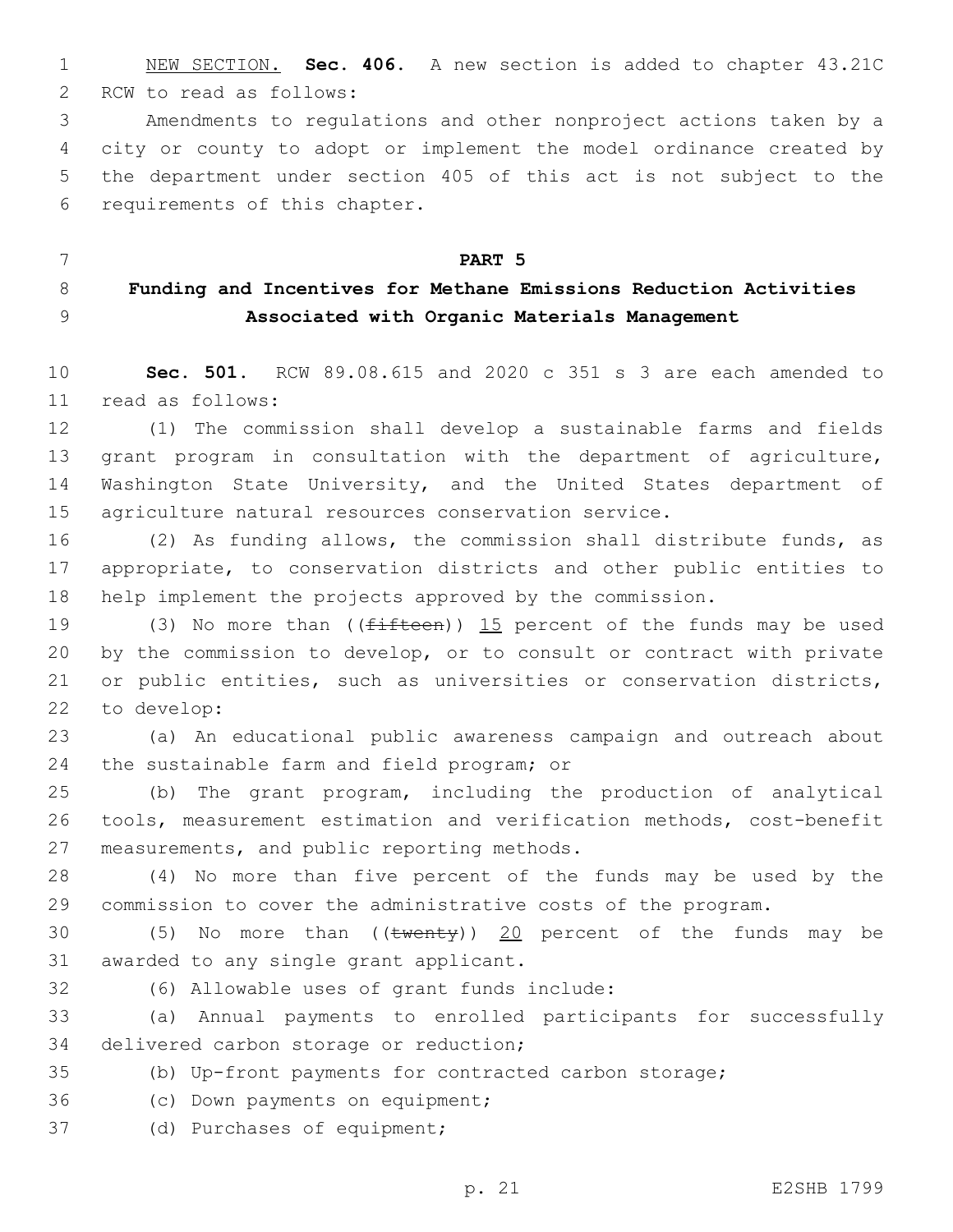NEW SECTION. **Sec. 406.** A new section is added to chapter 43.21C RCW to read as follows:

Amendments to regulations and other nonproject actions taken by a city or county to adopt or implement the model ordinance created by the department under section 405 of this act is not subject to the requirements of this chapter.

**PART 5**

**Funding and Incentives for Methane Emissions Reduction Activities Associated with Organic Materials Management**

**Sec. 501.** RCW 89.08.615 and 2020 c 351 s 3 are each amended to read as follows:

(1) The commission shall develop a sustainable farms and fields grant program in consultation with the department of agriculture, Washington State University, and the United States department of agriculture natural resources conservation service.

(2) As funding allows, the commission shall distribute funds, as appropriate, to conservation districts and other public entities to help implement the projects approved by the commission.

(3) No more than ((~~fifteen~~)) 15 percent of the funds may be used by the commission to develop, or to consult or contract with private or public entities, such as universities or conservation districts, to develop:

(a) An educational public awareness campaign and outreach about the sustainable farm and field program; or

(b) The grant program, including the production of analytical tools, measurement estimation and verification methods, cost-benefit measurements, and public reporting methods.

(4) No more than five percent of the funds may be used by the commission to cover the administrative costs of the program.

(5) No more than ((~~twenty~~)) 20 percent of the funds may be awarded to any single grant applicant.

(6) Allowable uses of grant funds include:

(a) Annual payments to enrolled participants for successfully delivered carbon storage or reduction;

(b) Up-front payments for contracted carbon storage;

(c) Down payments on equipment;

(d) Purchases of equipment;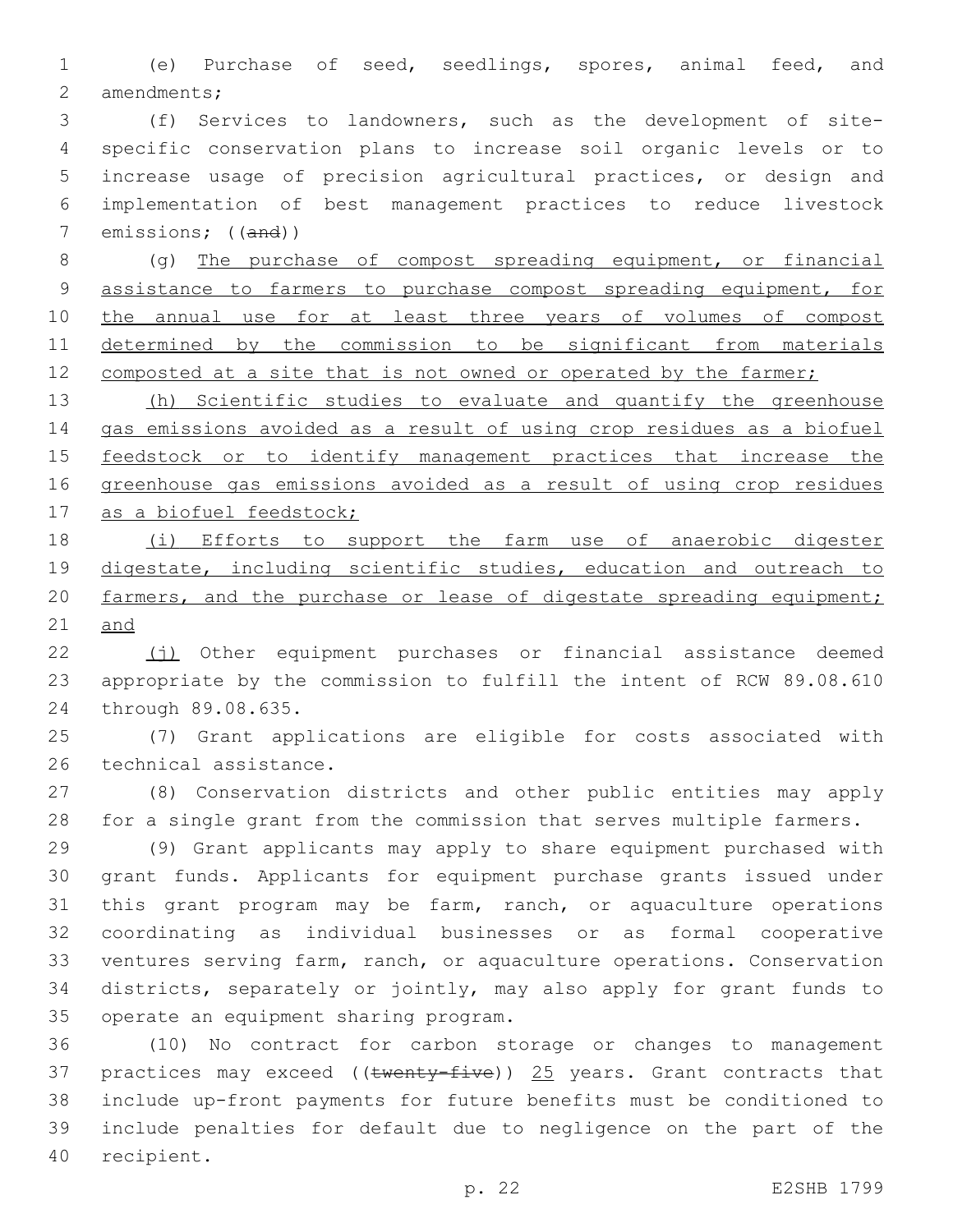(e) Purchase of seed, seedlings, spores, animal feed, and amendments;

(f) Services to landowners, such as the development of site-specific conservation plans to increase soil organic levels or to increase usage of precision agricultural practices, or design and implementation of best management practices to reduce livestock emissions; ((~~and~~))

(g) The purchase of compost spreading equipment, or financial assistance to farmers to purchase compost spreading equipment, for the annual use for at least three years of volumes of compost determined by the commission to be significant from materials composted at a site that is not owned or operated by the farmer;

(h) Scientific studies to evaluate and quantify the greenhouse gas emissions avoided as a result of using crop residues as a biofuel feedstock or to identify management practices that increase the greenhouse gas emissions avoided as a result of using crop residues as a biofuel feedstock;

(i) Efforts to support the farm use of anaerobic digester digestate, including scientific studies, education and outreach to farmers, and the purchase or lease of digestate spreading equipment; and

(j) Other equipment purchases or financial assistance deemed appropriate by the commission to fulfill the intent of RCW 89.08.610 through 89.08.635.

(7) Grant applications are eligible for costs associated with technical assistance.

(8) Conservation districts and other public entities may apply for a single grant from the commission that serves multiple farmers.

(9) Grant applicants may apply to share equipment purchased with grant funds. Applicants for equipment purchase grants issued under this grant program may be farm, ranch, or aquaculture operations coordinating as individual businesses or as formal cooperative ventures serving farm, ranch, or aquaculture operations. Conservation districts, separately or jointly, may also apply for grant funds to operate an equipment sharing program.

(10) No contract for carbon storage or changes to management practices may exceed ((~~twenty-five~~)) 25 years. Grant contracts that include up-front payments for future benefits must be conditioned to include penalties for default due to negligence on the part of the recipient.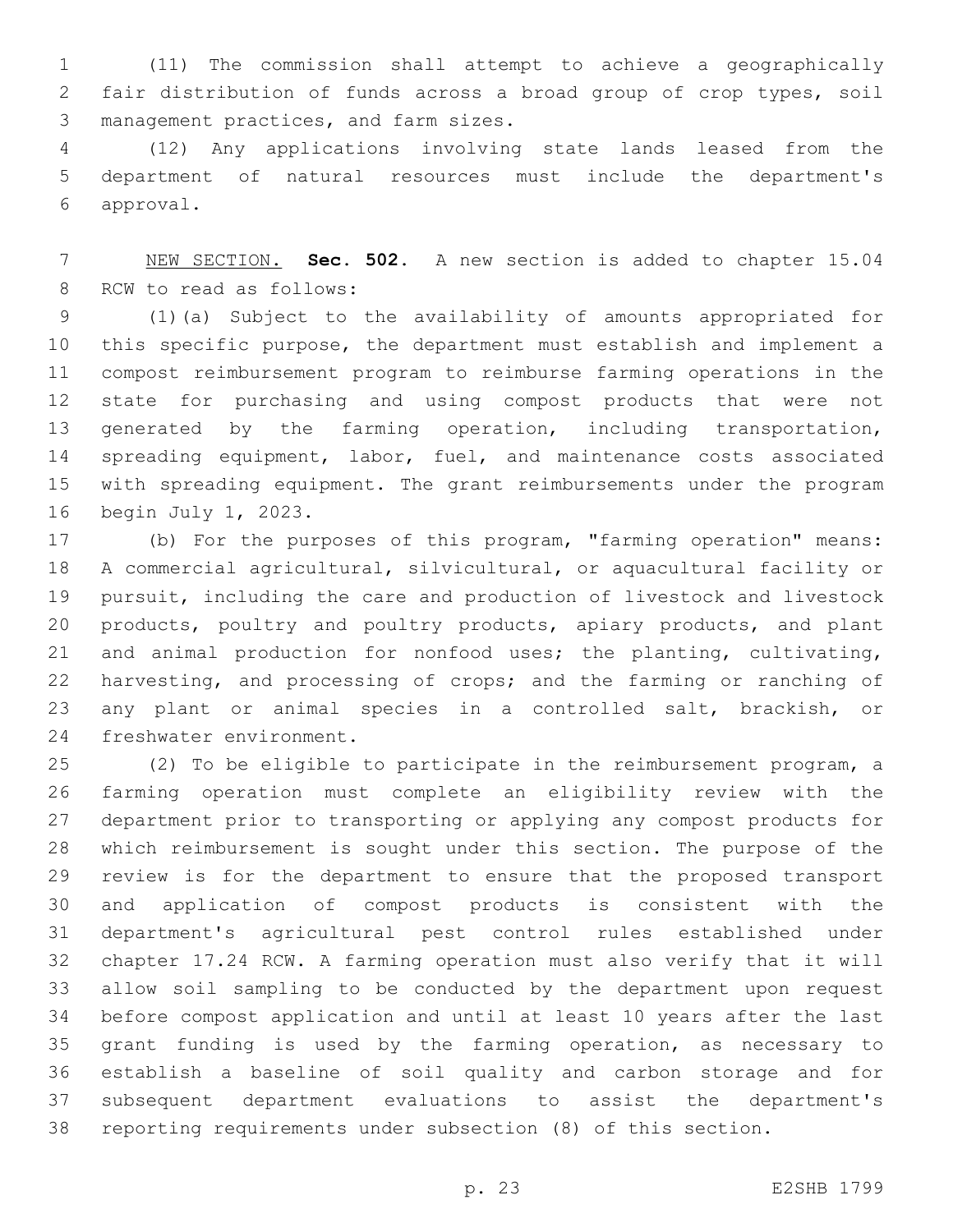(11) The commission shall attempt to achieve a geographically fair distribution of funds across a broad group of crop types, soil management practices, and farm sizes.

(12) Any applications involving state lands leased from the department of natural resources must include the department's approval.

NEW SECTION. **Sec. 502.** A new section is added to chapter 15.04 RCW to read as follows:

(1)(a) Subject to the availability of amounts appropriated for this specific purpose, the department must establish and implement a compost reimbursement program to reimburse farming operations in the state for purchasing and using compost products that were not generated by the farming operation, including transportation, spreading equipment, labor, fuel, and maintenance costs associated with spreading equipment. The grant reimbursements under the program begin July 1, 2023.

(b) For the purposes of this program, "farming operation" means: A commercial agricultural, silvicultural, or aquacultural facility or pursuit, including the care and production of livestock and livestock products, poultry and poultry products, apiary products, and plant and animal production for nonfood uses; the planting, cultivating, harvesting, and processing of crops; and the farming or ranching of any plant or animal species in a controlled salt, brackish, or freshwater environment.

(2) To be eligible to participate in the reimbursement program, a farming operation must complete an eligibility review with the department prior to transporting or applying any compost products for which reimbursement is sought under this section. The purpose of the review is for the department to ensure that the proposed transport and application of compost products is consistent with the department's agricultural pest control rules established under chapter 17.24 RCW. A farming operation must also verify that it will allow soil sampling to be conducted by the department upon request before compost application and until at least 10 years after the last grant funding is used by the farming operation, as necessary to establish a baseline of soil quality and carbon storage and for subsequent department evaluations to assist the department's reporting requirements under subsection (8) of this section.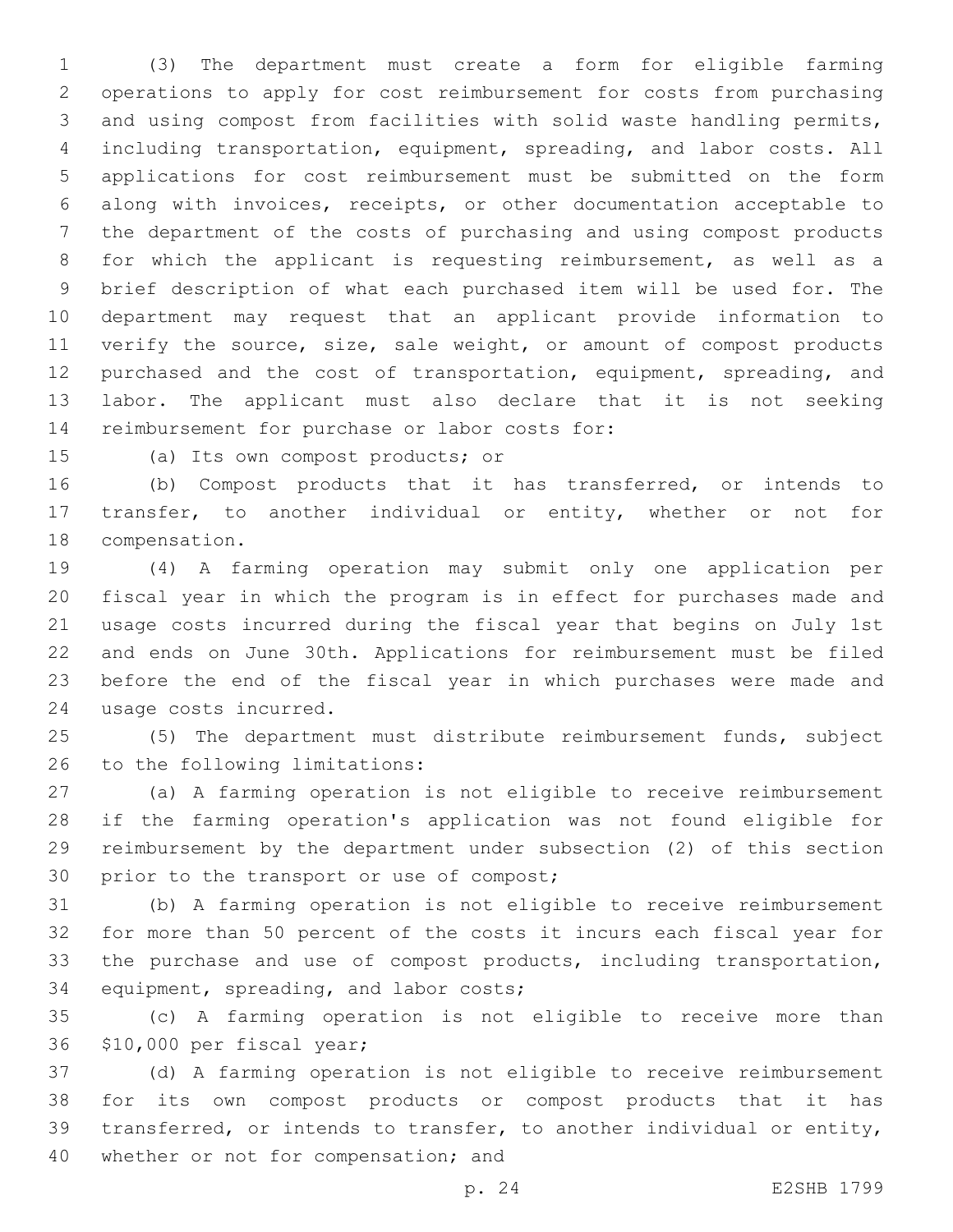(3) The department must create a form for eligible farming operations to apply for cost reimbursement for costs from purchasing and using compost from facilities with solid waste handling permits, including transportation, equipment, spreading, and labor costs. All applications for cost reimbursement must be submitted on the form along with invoices, receipts, or other documentation acceptable to the department of the costs of purchasing and using compost products for which the applicant is requesting reimbursement, as well as a brief description of what each purchased item will be used for. The department may request that an applicant provide information to verify the source, size, sale weight, or amount of compost products purchased and the cost of transportation, equipment, spreading, and labor. The applicant must also declare that it is not seeking reimbursement for purchase or labor costs for:

(a) Its own compost products; or

(b) Compost products that it has transferred, or intends to transfer, to another individual or entity, whether or not for compensation.

(4) A farming operation may submit only one application per fiscal year in which the program is in effect for purchases made and usage costs incurred during the fiscal year that begins on July 1st and ends on June 30th. Applications for reimbursement must be filed before the end of the fiscal year in which purchases were made and usage costs incurred.

(5) The department must distribute reimbursement funds, subject to the following limitations:

(a) A farming operation is not eligible to receive reimbursement if the farming operation's application was not found eligible for reimbursement by the department under subsection (2) of this section prior to the transport or use of compost;

(b) A farming operation is not eligible to receive reimbursement for more than 50 percent of the costs it incurs each fiscal year for the purchase and use of compost products, including transportation, equipment, spreading, and labor costs;

(c) A farming operation is not eligible to receive more than $10,000 per fiscal year;

(d) A farming operation is not eligible to receive reimbursement for its own compost products or compost products that it has transferred, or intends to transfer, to another individual or entity, whether or not for compensation; and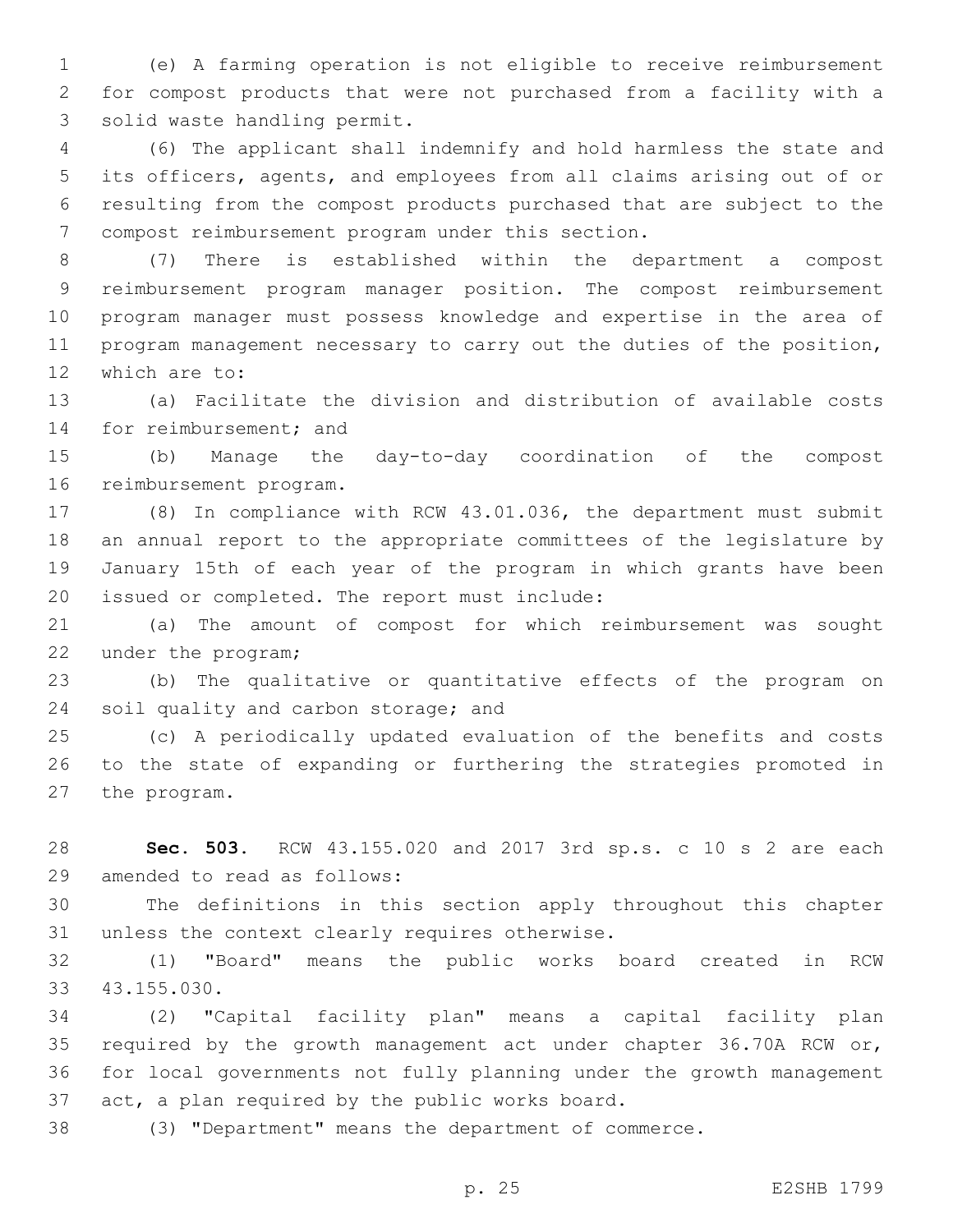(e) A farming operation is not eligible to receive reimbursement for compost products that were not purchased from a facility with a solid waste handling permit.

(6) The applicant shall indemnify and hold harmless the state and its officers, agents, and employees from all claims arising out of or resulting from the compost products purchased that are subject to the compost reimbursement program under this section.

(7) There is established within the department a compost reimbursement program manager position. The compost reimbursement program manager must possess knowledge and expertise in the area of program management necessary to carry out the duties of the position, which are to:

(a) Facilitate the division and distribution of available costs for reimbursement; and

(b) Manage the day-to-day coordination of the compost reimbursement program.

(8) In compliance with RCW 43.01.036, the department must submit an annual report to the appropriate committees of the legislature by January 15th of each year of the program in which grants have been issued or completed. The report must include:

(a) The amount of compost for which reimbursement was sought under the program;

(b) The qualitative or quantitative effects of the program on soil quality and carbon storage; and

(c) A periodically updated evaluation of the benefits and costs to the state of expanding or furthering the strategies promoted in the program.

**Sec. 503.** RCW 43.155.020 and 2017 3rd sp.s. c 10 s 2 are each amended to read as follows:

The definitions in this section apply throughout this chapter unless the context clearly requires otherwise.

(1) "Board" means the public works board created in RCW 43.155.030.

(2) "Capital facility plan" means a capital facility plan required by the growth management act under chapter 36.70A RCW or, for local governments not fully planning under the growth management act, a plan required by the public works board.

(3) "Department" means the department of commerce.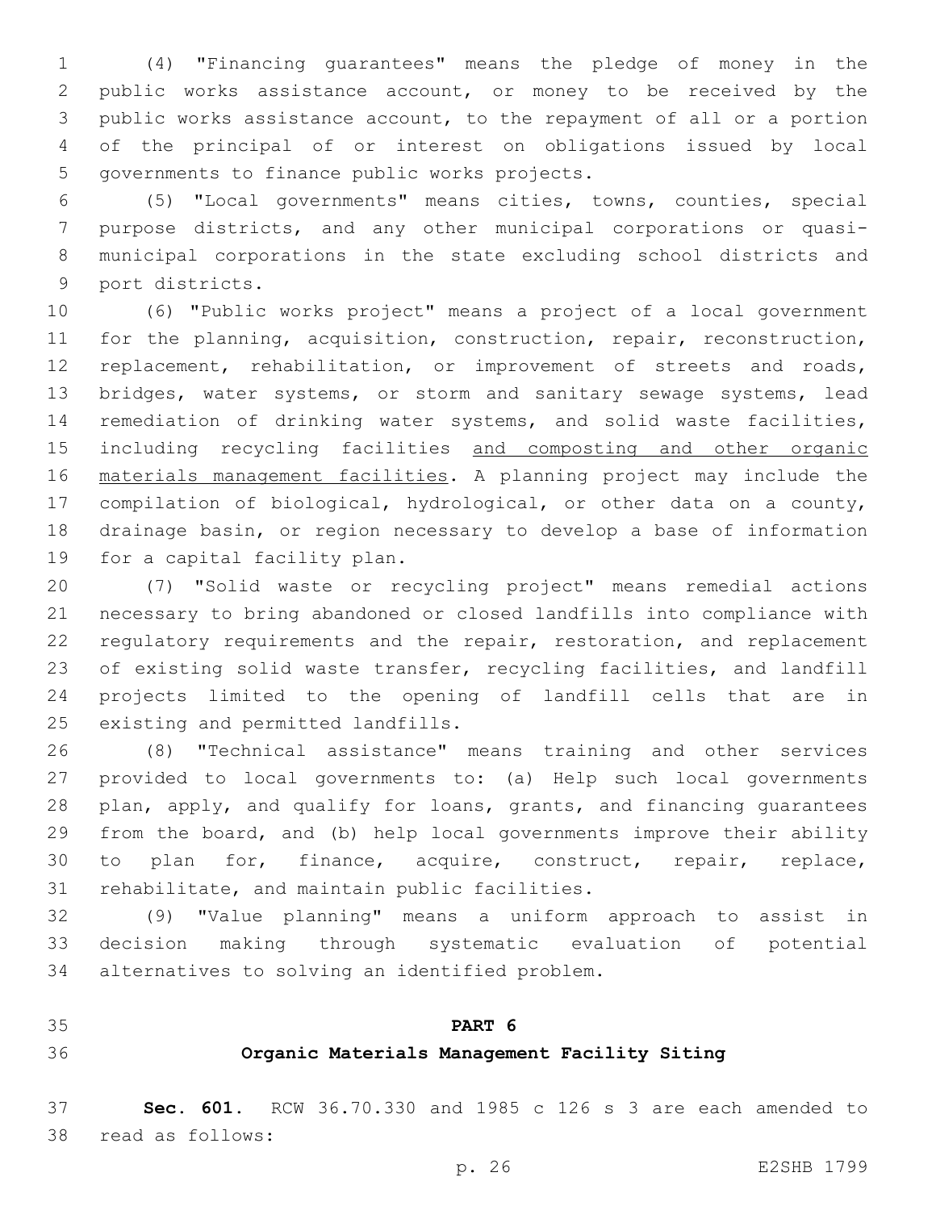(4) "Financing guarantees" means the pledge of money in the public works assistance account, or money to be received by the public works assistance account, to the repayment of all or a portion of the principal of or interest on obligations issued by local governments to finance public works projects.

(5) "Local governments" means cities, towns, counties, special purpose districts, and any other municipal corporations or quasi-municipal corporations in the state excluding school districts and port districts.

(6) "Public works project" means a project of a local government for the planning, acquisition, construction, repair, reconstruction, replacement, rehabilitation, or improvement of streets and roads, bridges, water systems, or storm and sanitary sewage systems, lead remediation of drinking water systems, and solid waste facilities, including recycling facilities <u>and composting and other organic materials management facilities</u>. A planning project may include the compilation of biological, hydrological, or other data on a county, drainage basin, or region necessary to develop a base of information for a capital facility plan.

(7) "Solid waste or recycling project" means remedial actions necessary to bring abandoned or closed landfills into compliance with regulatory requirements and the repair, restoration, and replacement of existing solid waste transfer, recycling facilities, and landfill projects limited to the opening of landfill cells that are in existing and permitted landfills.

(8) "Technical assistance" means training and other services provided to local governments to: (a) Help such local governments plan, apply, and qualify for loans, grants, and financing guarantees from the board, and (b) help local governments improve their ability to plan for, finance, acquire, construct, repair, replace, rehabilitate, and maintain public facilities.

(9) "Value planning" means a uniform approach to assist in decision making through systematic evaluation of potential alternatives to solving an identified problem.

## PART 6
## Organic Materials Management Facility Siting

**Sec. 601.** RCW 36.70.330 and 1985 c 126 s 3 are each amended to read as follows: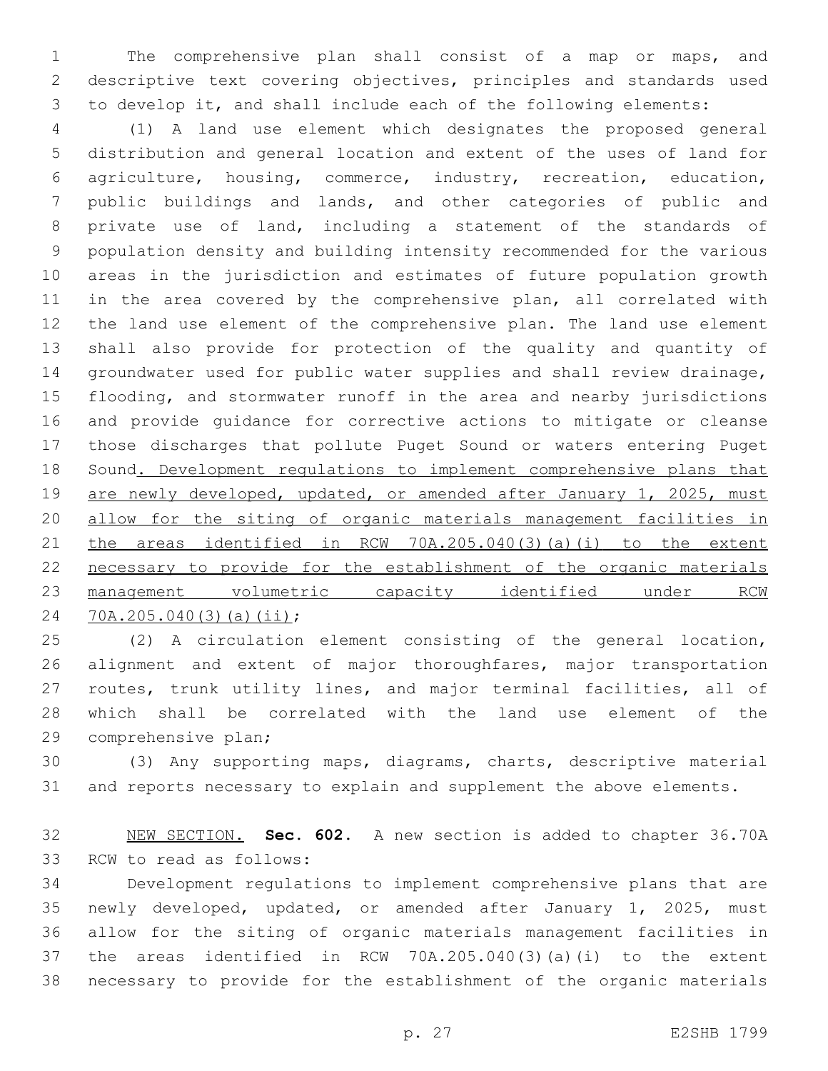The comprehensive plan shall consist of a map or maps, and descriptive text covering objectives, principles and standards used to develop it, and shall include each of the following elements:

(1) A land use element which designates the proposed general distribution and general location and extent of the uses of land for agriculture, housing, commerce, industry, recreation, education, public buildings and lands, and other categories of public and private use of land, including a statement of the standards of population density and building intensity recommended for the various areas in the jurisdiction and estimates of future population growth in the area covered by the comprehensive plan, all correlated with the land use element of the comprehensive plan. The land use element shall also provide for protection of the quality and quantity of groundwater used for public water supplies and shall review drainage, flooding, and stormwater runoff in the area and nearby jurisdictions and provide guidance for corrective actions to mitigate or cleanse those discharges that pollute Puget Sound or waters entering Puget Sound<u>. Development regulations to implement comprehensive plans that are newly developed, updated, or amended after January 1, 2025, must allow for the siting of organic materials management facilities in the areas identified in RCW 70A.205.040(3)(a)(i) to the extent necessary to provide for the establishment of the organic materials management volumetric capacity identified under RCW 70A.205.040(3)(a)(ii)</u>;

(2) A circulation element consisting of the general location, alignment and extent of major thoroughfares, major transportation routes, trunk utility lines, and major terminal facilities, all of which shall be correlated with the land use element of the comprehensive plan;

(3) Any supporting maps, diagrams, charts, descriptive material and reports necessary to explain and supplement the above elements.

<u>NEW SECTION.</u> **Sec. 602.** A new section is added to chapter 36.70A RCW to read as follows:

Development regulations to implement comprehensive plans that are newly developed, updated, or amended after January 1, 2025, must allow for the siting of organic materials management facilities in the areas identified in RCW 70A.205.040(3)(a)(i) to the extent necessary to provide for the establishment of the organic materials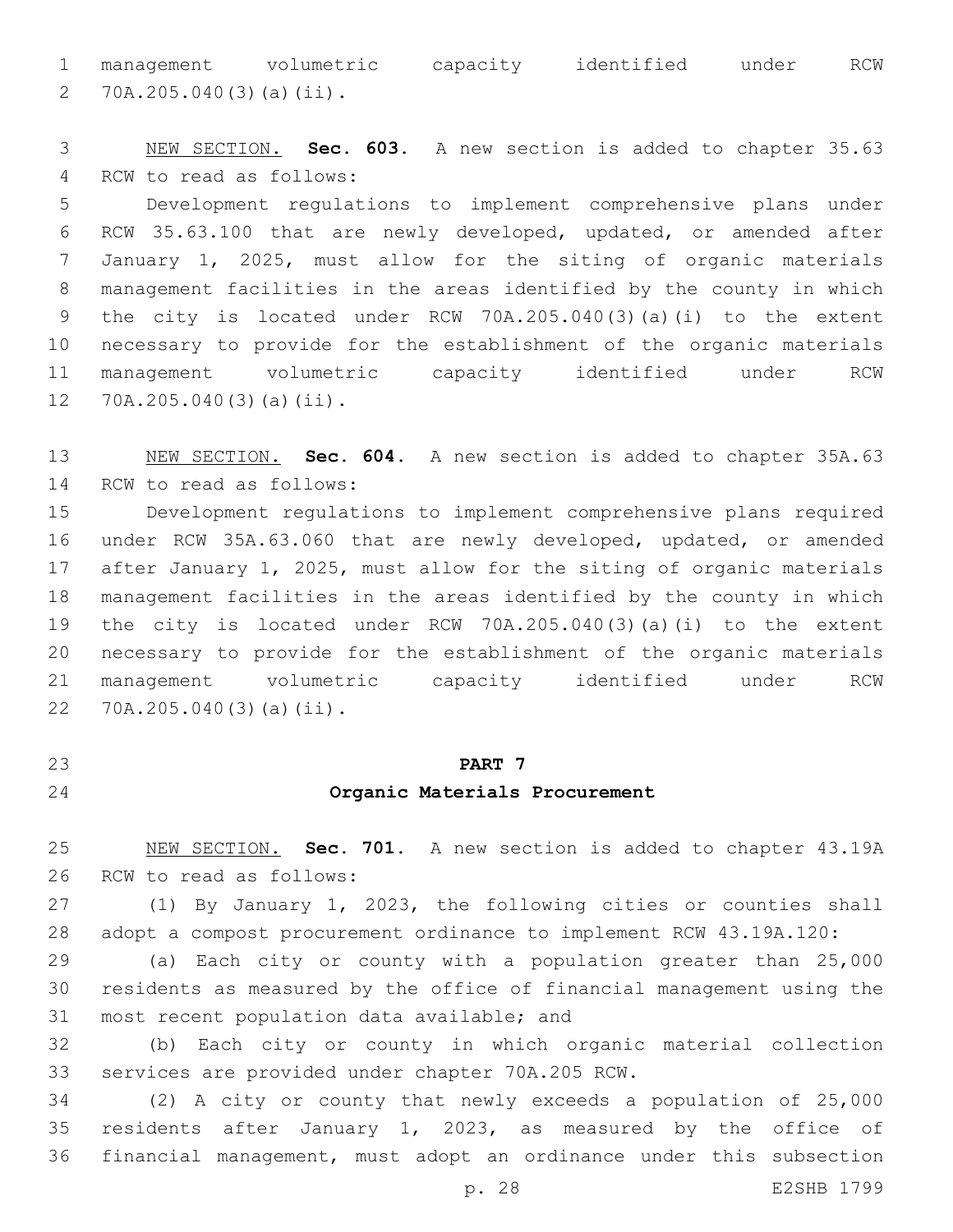management volumetric capacity identified under RCW 70A.205.040(3)(a)(ii).

NEW SECTION. **Sec. 603.** A new section is added to chapter 35.63 RCW to read as follows:

Development regulations to implement comprehensive plans under RCW 35.63.100 that are newly developed, updated, or amended after January 1, 2025, must allow for the siting of organic materials management facilities in the areas identified by the county in which the city is located under RCW 70A.205.040(3)(a)(i) to the extent necessary to provide for the establishment of the organic materials management volumetric capacity identified under RCW 70A.205.040(3)(a)(ii).

NEW SECTION. **Sec. 604.** A new section is added to chapter 35A.63 RCW to read as follows:

Development regulations to implement comprehensive plans required under RCW 35A.63.060 that are newly developed, updated, or amended after January 1, 2025, must allow for the siting of organic materials management facilities in the areas identified by the county in which the city is located under RCW 70A.205.040(3)(a)(i) to the extent necessary to provide for the establishment of the organic materials management volumetric capacity identified under RCW 70A.205.040(3)(a)(ii).

## PART 7
## Organic Materials Procurement

NEW SECTION. **Sec. 701.** A new section is added to chapter 43.19A RCW to read as follows:

(1) By January 1, 2023, the following cities or counties shall adopt a compost procurement ordinance to implement RCW 43.19A.120:

(a) Each city or county with a population greater than 25,000 residents as measured by the office of financial management using the most recent population data available; and

(b) Each city or county in which organic material collection services are provided under chapter 70A.205 RCW.

(2) A city or county that newly exceeds a population of 25,000 residents after January 1, 2023, as measured by the office of financial management, must adopt an ordinance under this subsection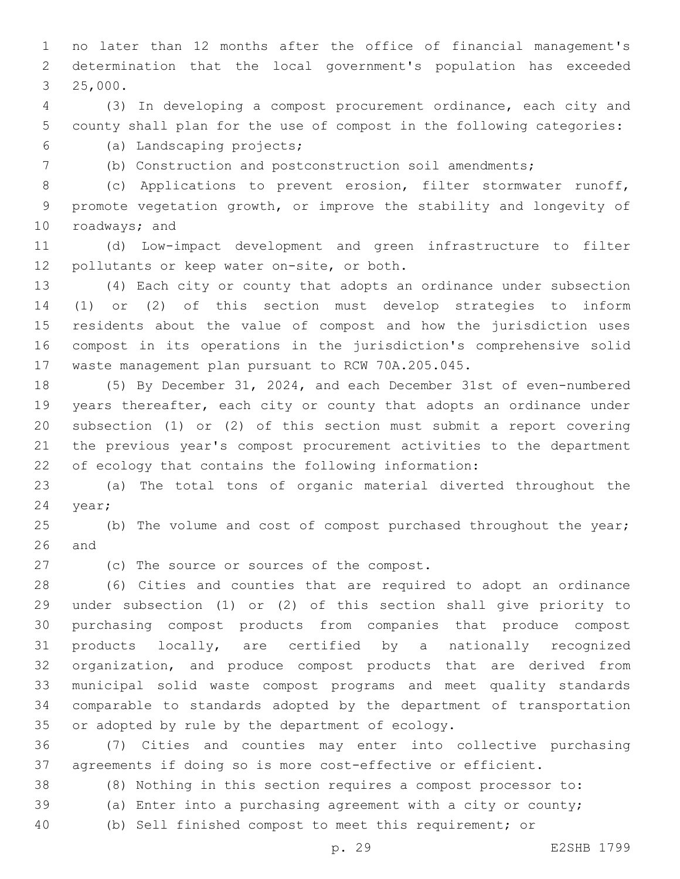no later than 12 months after the office of financial management's determination that the local government's population has exceeded 25,000.

(3) In developing a compost procurement ordinance, each city and county shall plan for the use of compost in the following categories:

(a) Landscaping projects;

(b) Construction and postconstruction soil amendments;

(c) Applications to prevent erosion, filter stormwater runoff, promote vegetation growth, or improve the stability and longevity of roadways; and

(d) Low-impact development and green infrastructure to filter pollutants or keep water on-site, or both.

(4) Each city or county that adopts an ordinance under subsection (1) or (2) of this section must develop strategies to inform residents about the value of compost and how the jurisdiction uses compost in its operations in the jurisdiction's comprehensive solid waste management plan pursuant to RCW 70A.205.045.

(5) By December 31, 2024, and each December 31st of even-numbered years thereafter, each city or county that adopts an ordinance under subsection (1) or (2) of this section must submit a report covering the previous year's compost procurement activities to the department of ecology that contains the following information:

(a) The total tons of organic material diverted throughout the year;

(b) The volume and cost of compost purchased throughout the year; and

(c) The source or sources of the compost.

(6) Cities and counties that are required to adopt an ordinance under subsection (1) or (2) of this section shall give priority to purchasing compost products from companies that produce compost products locally, are certified by a nationally recognized organization, and produce compost products that are derived from municipal solid waste compost programs and meet quality standards comparable to standards adopted by the department of transportation or adopted by rule by the department of ecology.

(7) Cities and counties may enter into collective purchasing agreements if doing so is more cost-effective or efficient.

(8) Nothing in this section requires a compost processor to:

(a) Enter into a purchasing agreement with a city or county;

(b) Sell finished compost to meet this requirement; or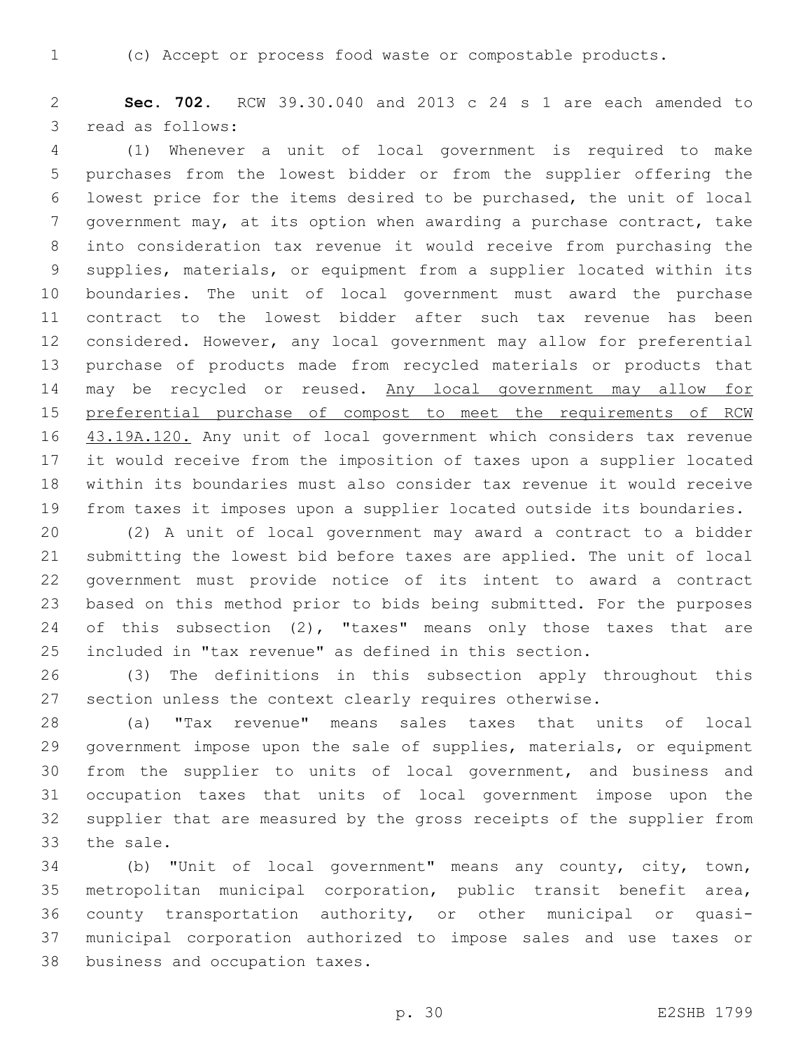(c) Accept or process food waste or compostable products.

**Sec. 702.** RCW 39.30.040 and 2013 c 24 s 1 are each amended to read as follows:

(1) Whenever a unit of local government is required to make purchases from the lowest bidder or from the supplier offering the lowest price for the items desired to be purchased, the unit of local government may, at its option when awarding a purchase contract, take into consideration tax revenue it would receive from purchasing the supplies, materials, or equipment from a supplier located within its boundaries. The unit of local government must award the purchase contract to the lowest bidder after such tax revenue has been considered. However, any local government may allow for preferential purchase of products made from recycled materials or products that may be recycled or reused. <u>Any local government may allow for preferential purchase of compost to meet the requirements of RCW 43.19A.120.</u> Any unit of local government which considers tax revenue it would receive from the imposition of taxes upon a supplier located within its boundaries must also consider tax revenue it would receive from taxes it imposes upon a supplier located outside its boundaries.

(2) A unit of local government may award a contract to a bidder submitting the lowest bid before taxes are applied. The unit of local government must provide notice of its intent to award a contract based on this method prior to bids being submitted. For the purposes of this subsection (2), "taxes" means only those taxes that are included in "tax revenue" as defined in this section.

(3) The definitions in this subsection apply throughout this section unless the context clearly requires otherwise.

(a) "Tax revenue" means sales taxes that units of local government impose upon the sale of supplies, materials, or equipment from the supplier to units of local government, and business and occupation taxes that units of local government impose upon the supplier that are measured by the gross receipts of the supplier from the sale.

(b) "Unit of local government" means any county, city, town, metropolitan municipal corporation, public transit benefit area, county transportation authority, or other municipal or quasi-municipal corporation authorized to impose sales and use taxes or business and occupation taxes.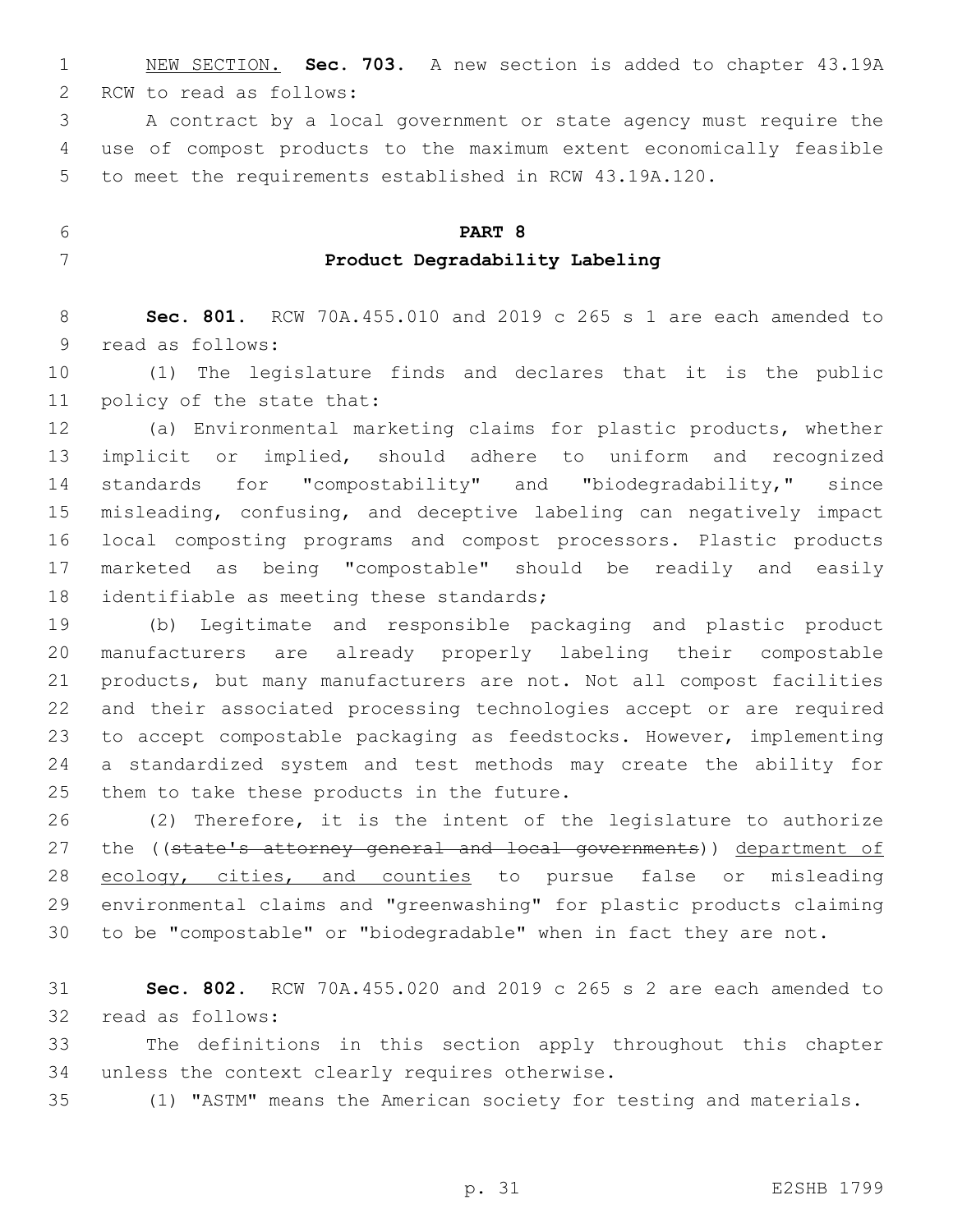NEW SECTION. **Sec. 703.** A new section is added to chapter 43.19A RCW to read as follows:

A contract by a local government or state agency must require the use of compost products to the maximum extent economically feasible to meet the requirements established in RCW 43.19A.120.

## PART 8

## Product Degradability Labeling

**Sec. 801.** RCW 70A.455.010 and 2019 c 265 s 1 are each amended to read as follows:

(1) The legislature finds and declares that it is the public policy of the state that:

(a) Environmental marketing claims for plastic products, whether implicit or implied, should adhere to uniform and recognized standards for "compostability" and "biodegradability," since misleading, confusing, and deceptive labeling can negatively impact local composting programs and compost processors. Plastic products marketed as being "compostable" should be readily and easily identifiable as meeting these standards;

(b) Legitimate and responsible packaging and plastic product manufacturers are already properly labeling their compostable products, but many manufacturers are not. Not all compost facilities and their associated processing technologies accept or are required to accept compostable packaging as feedstocks. However, implementing a standardized system and test methods may create the ability for them to take these products in the future.

(2) Therefore, it is the intent of the legislature to authorize the ((~~state's attorney general and local governments~~)) <u>department of ecology, cities, and counties</u> to pursue false or misleading environmental claims and "greenwashing" for plastic products claiming to be "compostable" or "biodegradable" when in fact they are not.

**Sec. 802.** RCW 70A.455.020 and 2019 c 265 s 2 are each amended to read as follows:

The definitions in this section apply throughout this chapter unless the context clearly requires otherwise.

(1) "ASTM" means the American society for testing and materials.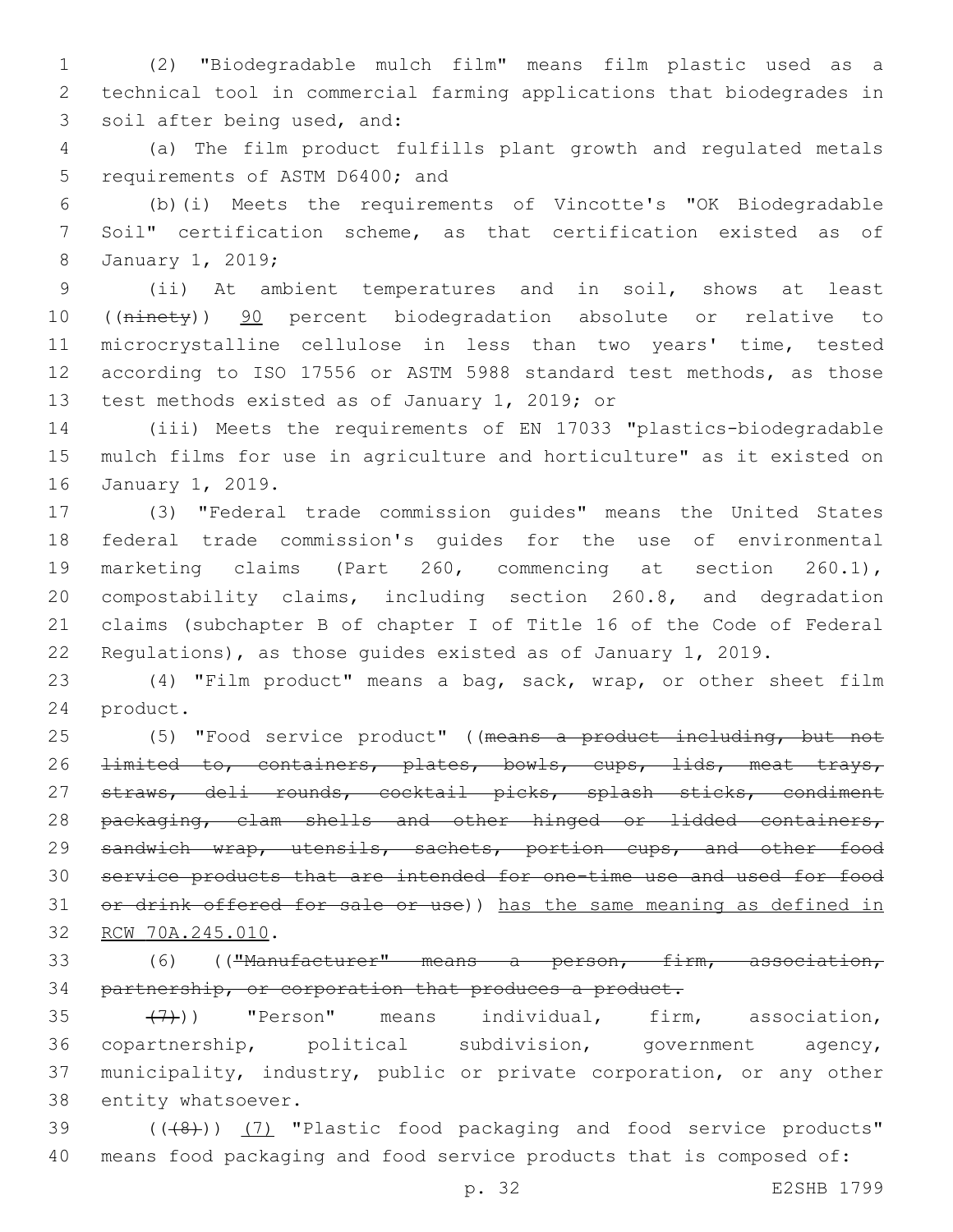(2) "Biodegradable mulch film" means film plastic used as a technical tool in commercial farming applications that biodegrades in soil after being used, and:

(a) The film product fulfills plant growth and regulated metals requirements of ASTM D6400; and

(b)(i) Meets the requirements of Vincotte's "OK Biodegradable Soil" certification scheme, as that certification existed as of January 1, 2019;

(ii) At ambient temperatures and in soil, shows at least ((~~ninety~~)) <u>90</u> percent biodegradation absolute or relative to microcrystalline cellulose in less than two years' time, tested according to ISO 17556 or ASTM 5988 standard test methods, as those test methods existed as of January 1, 2019; or

(iii) Meets the requirements of EN 17033 "plastics-biodegradable mulch films for use in agriculture and horticulture" as it existed on January 1, 2019.

(3) "Federal trade commission guides" means the United States federal trade commission's guides for the use of environmental marketing claims (Part 260, commencing at section 260.1), compostability claims, including section 260.8, and degradation claims (subchapter B of chapter I of Title 16 of the Code of Federal Regulations), as those guides existed as of January 1, 2019.

(4) "Film product" means a bag, sack, wrap, or other sheet film product.

(5) "Food service product" ((~~means a product including, but not limited to, containers, plates, bowls, cups, lids, meat trays, straws, deli rounds, cocktail picks, splash sticks, condiment packaging, clam shells and other hinged or lidded containers, sandwich wrap, utensils, sachets, portion cups, and other food service products that are intended for one-time use and used for food or drink offered for sale or use~~)) <u>has the same meaning as defined in RCW 70A.245.010</u>.

(6) ((~~"Manufacturer" means a person, firm, association, partnership, or corporation that produces a product.~~

~~(7)~~)) "Person" means individual, firm, association, copartnership, political subdivision, government agency, municipality, industry, public or private corporation, or any other entity whatsoever.

((~~(8)~~)) <u>(7)</u> "Plastic food packaging and food service products" means food packaging and food service products that is composed of: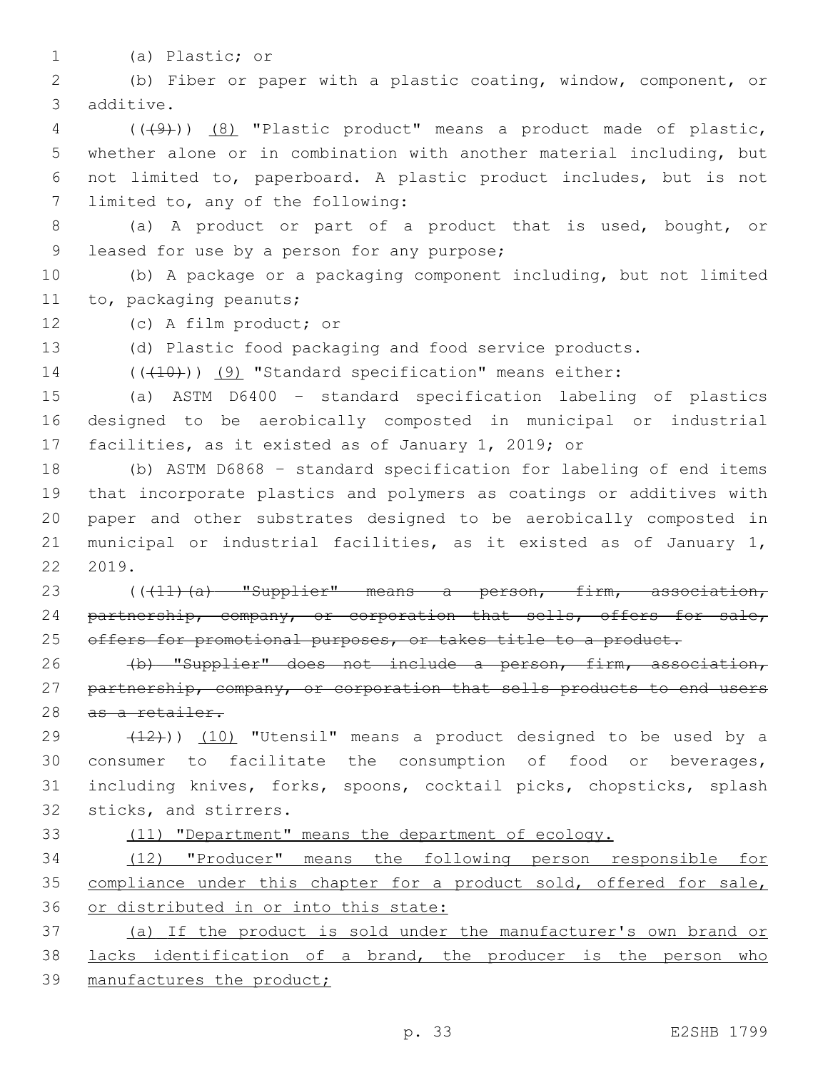(a) Plastic; or

(b) Fiber or paper with a plastic coating, window, component, or additive.

~~((9))~~ (8) "Plastic product" means a product made of plastic, whether alone or in combination with another material including, but not limited to, paperboard. A plastic product includes, but is not limited to, any of the following:

(a) A product or part of a product that is used, bought, or leased for use by a person for any purpose;

(b) A package or a packaging component including, but not limited to, packaging peanuts;

(c) A film product; or

(d) Plastic food packaging and food service products.

~~((10))~~ (9) "Standard specification" means either:

(a) ASTM D6400 - standard specification labeling of plastics designed to be aerobically composted in municipal or industrial facilities, as it existed as of January 1, 2019; or

(b) ASTM D6868 - standard specification for labeling of end items that incorporate plastics and polymers as coatings or additives with paper and other substrates designed to be aerobically composted in municipal or industrial facilities, as it existed as of January 1, 2019.

~~((11)(a) "Supplier" means a person, firm, association, partnership, company, or corporation that sells, offers for sale, offers for promotional purposes, or takes title to a product.~~

~~(b) "Supplier" does not include a person, firm, association, partnership, company, or corporation that sells products to end users as a retailer.~~

~~(12))~~ (10) "Utensil" means a product designed to be used by a consumer to facilitate the consumption of food or beverages, including knives, forks, spoons, cocktail picks, chopsticks, splash sticks, and stirrers.

(11) "Department" means the department of ecology.

(12) "Producer" means the following person responsible for compliance under this chapter for a product sold, offered for sale, or distributed in or into this state:

(a) If the product is sold under the manufacturer's own brand or lacks identification of a brand, the producer is the person who manufactures the product;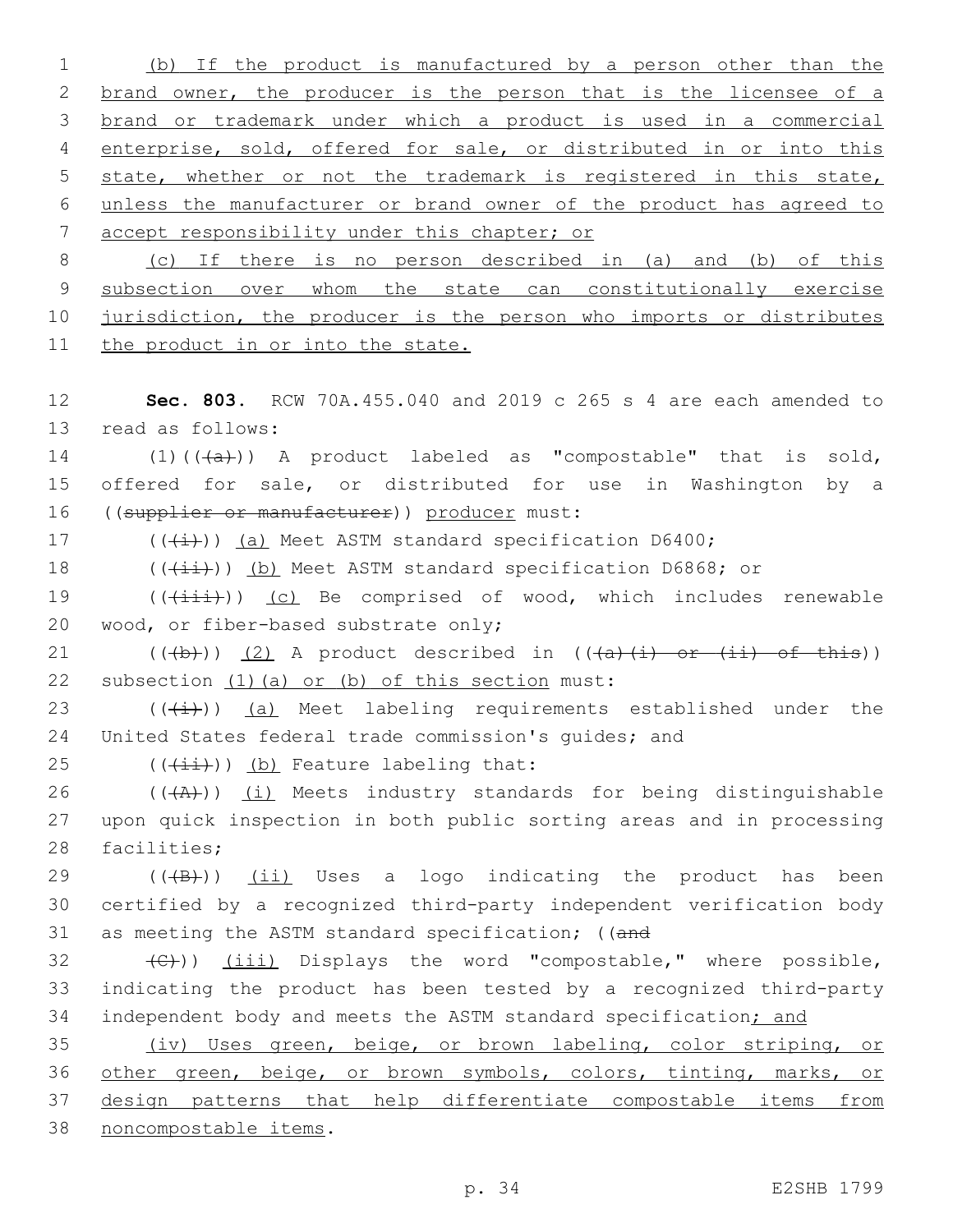(b) If the product is manufactured by a person other than the brand owner, the producer is the person that is the licensee of a brand or trademark under which a product is used in a commercial enterprise, sold, offered for sale, or distributed in or into this state, whether or not the trademark is registered in this state, unless the manufacturer or brand owner of the product has agreed to accept responsibility under this chapter; or

(c) If there is no person described in (a) and (b) of this subsection over whom the state can constitutionally exercise jurisdiction, the producer is the person who imports or distributes the product in or into the state.

**Sec. 803.** RCW 70A.455.040 and 2019 c 265 s 4 are each amended to read as follows:

(1)((~~(a)~~)) A product labeled as "compostable" that is sold, offered for sale, or distributed for use in Washington by a ((~~supplier or manufacturer~~)) producer must:

((~~(i)~~)) (a) Meet ASTM standard specification D6400;

((~~(ii)~~)) (b) Meet ASTM standard specification D6868; or

((~~(iii)~~)) (c) Be comprised of wood, which includes renewable wood, or fiber-based substrate only;

((~~(b)~~)) (2) A product described in ((~~(a)(i) or (ii) of this~~)) subsection (1)(a) or (b) of this section must:

((~~(i)~~)) (a) Meet labeling requirements established under the United States federal trade commission's guides; and

((~~(ii)~~)) (b) Feature labeling that:

((~~(A)~~)) (i) Meets industry standards for being distinguishable upon quick inspection in both public sorting areas and in processing facilities;

((~~(B)~~)) (ii) Uses a logo indicating the product has been certified by a recognized third-party independent verification body as meeting the ASTM standard specification; ((~~and~~

~~(C)~~)) (iii) Displays the word "compostable," where possible, indicating the product has been tested by a recognized third-party independent body and meets the ASTM standard specification; and

(iv) Uses green, beige, or brown labeling, color striping, or other green, beige, or brown symbols, colors, tinting, marks, or design patterns that help differentiate compostable items from noncompostable items.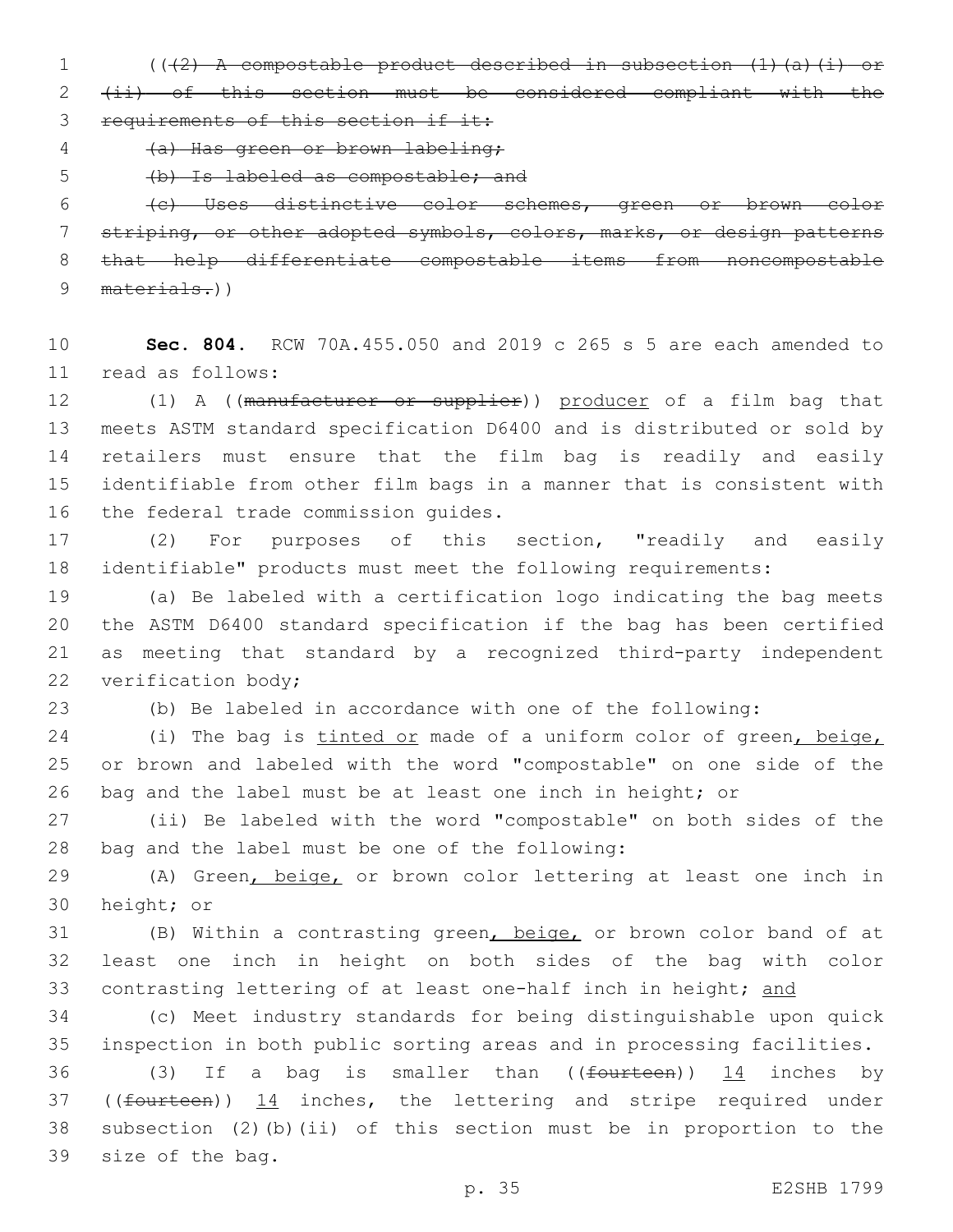((~~(2) A compostable product described in subsection (1)(a)(i) or (ii) of this section must be considered compliant with the requirements of this section if it:~~

~~(a) Has green or brown labeling;~~

~~(b) Is labeled as compostable; and~~

~~(c) Uses distinctive color schemes, green or brown color striping, or other adopted symbols, colors, marks, or design patterns that help differentiate compostable items from noncompostable materials.~~))

**Sec. 804.** RCW 70A.455.050 and 2019 c 265 s 5 are each amended to read as follows:

(1) A ((~~manufacturer or supplier~~)) <u>producer</u> of a film bag that meets ASTM standard specification D6400 and is distributed or sold by retailers must ensure that the film bag is readily and easily identifiable from other film bags in a manner that is consistent with the federal trade commission guides.

(2) For purposes of this section, "readily and easily identifiable" products must meet the following requirements:

(a) Be labeled with a certification logo indicating the bag meets the ASTM D6400 standard specification if the bag has been certified as meeting that standard by a recognized third-party independent verification body;

(b) Be labeled in accordance with one of the following:

(i) The bag is <u>tinted or</u> made of a uniform color of green<u>, beige,</u> or brown and labeled with the word "compostable" on one side of the bag and the label must be at least one inch in height; or

(ii) Be labeled with the word "compostable" on both sides of the bag and the label must be one of the following:

(A) Green<u>, beige,</u> or brown color lettering at least one inch in height; or

(B) Within a contrasting green<u>, beige,</u> or brown color band of at least one inch in height on both sides of the bag with color contrasting lettering of at least one-half inch in height; <u>and</u>

(c) Meet industry standards for being distinguishable upon quick inspection in both public sorting areas and in processing facilities.

(3) If a bag is smaller than ((~~fourteen~~)) <u>14</u> inches by ((~~fourteen~~)) <u>14</u> inches, the lettering and stripe required under subsection (2)(b)(ii) of this section must be in proportion to the size of the bag.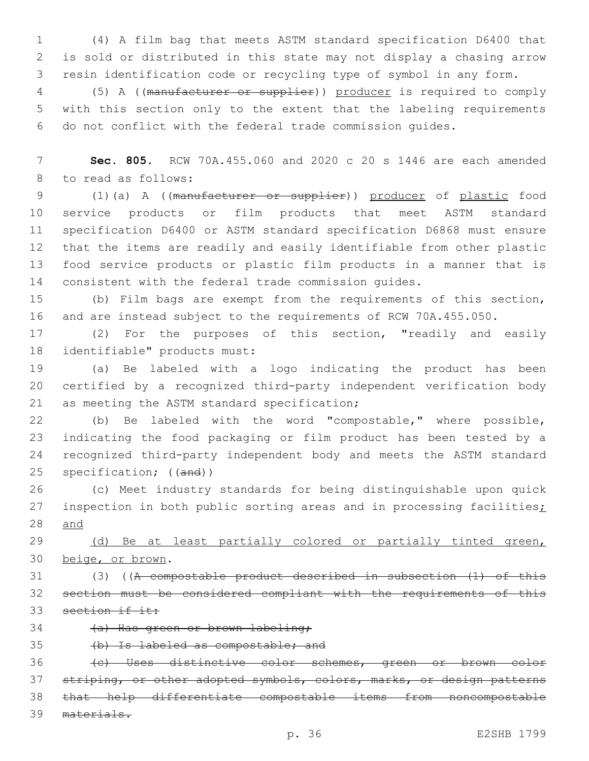(4) A film bag that meets ASTM standard specification D6400 that is sold or distributed in this state may not display a chasing arrow resin identification code or recycling type of symbol in any form.

(5) A ((~~manufacturer or supplier~~)) <u>producer</u> is required to comply with this section only to the extent that the labeling requirements do not conflict with the federal trade commission guides.

**Sec. 805.** RCW 70A.455.060 and 2020 c 20 s 1446 are each amended to read as follows:

(1)(a) A ((~~manufacturer or supplier~~)) <u>producer</u> of <u>plastic</u> food service products or film products that meet ASTM standard specification D6400 or ASTM standard specification D6868 must ensure that the items are readily and easily identifiable from other plastic food service products or plastic film products in a manner that is consistent with the federal trade commission guides.

(b) Film bags are exempt from the requirements of this section, and are instead subject to the requirements of RCW 70A.455.050.

(2) For the purposes of this section, "readily and easily identifiable" products must:

(a) Be labeled with a logo indicating the product has been certified by a recognized third-party independent verification body as meeting the ASTM standard specification;

(b) Be labeled with the word "compostable," where possible, indicating the food packaging or film product has been tested by a recognized third-party independent body and meets the ASTM standard specification; ((~~and~~))

(c) Meet industry standards for being distinguishable upon quick inspection in both public sorting areas and in processing facilities<u>; and</u>

<u>(d) Be at least partially colored or partially tinted green, beige, or brown</u>.

(3) ((~~A compostable product described in subsection (1) of this section must be considered compliant with the requirements of this section if it:~~

~~(a) Has green or brown labeling;~~

~~(b) Is labeled as compostable; and~~

~~(c) Uses distinctive color schemes, green or brown color striping, or other adopted symbols, colors, marks, or design patterns that help differentiate compostable items from noncompostable materials.~~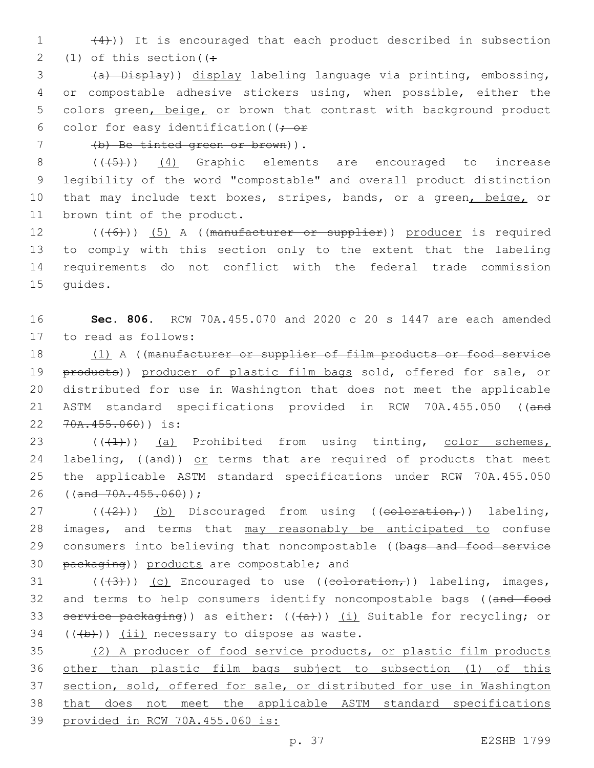((~~(4)~~)) It is encouraged that each product described in subsection (1) of this section((~~:~~

~~(a) Display~~)) display labeling language via printing, embossing, or compostable adhesive stickers using, when possible, either the colors green, beige, or brown that contrast with background product color for easy identification((~~; or~~

~~(b) Be tinted green or brown~~)).

((~~(5)~~)) (4) Graphic elements are encouraged to increase legibility of the word "compostable" and overall product distinction that may include text boxes, stripes, bands, or a green, beige, or brown tint of the product.

((~~(6)~~)) (5) A ((~~manufacturer or supplier~~)) producer is required to comply with this section only to the extent that the labeling requirements do not conflict with the federal trade commission guides.

**Sec. 806.** RCW 70A.455.070 and 2020 c 20 s 1447 are each amended to read as follows:

(1) A ((~~manufacturer or supplier of film products or food service products~~)) producer of plastic film bags sold, offered for sale, or distributed for use in Washington that does not meet the applicable ASTM standard specifications provided in RCW 70A.455.050 ((~~and 70A.455.060~~)) is:

((~~(1)~~)) (a) Prohibited from using tinting, color schemes, labeling, ((~~and~~)) or terms that are required of products that meet the applicable ASTM standard specifications under RCW 70A.455.050 ((~~and 70A.455.060~~));

((~~(2)~~)) (b) Discouraged from using ((~~coloration,~~)) labeling, images, and terms that may reasonably be anticipated to confuse consumers into believing that noncompostable ((~~bags and food service packaging~~)) products are compostable; and

((~~(3)~~)) (c) Encouraged to use ((~~coloration,~~)) labeling, images, and terms to help consumers identify noncompostable bags ((~~and food service packaging~~)) as either: ((~~(a)~~)) (i) Suitable for recycling; or ((~~(b)~~)) (ii) necessary to dispose as waste.

(2) A producer of food service products, or plastic film products other than plastic film bags subject to subsection (1) of this section, sold, offered for sale, or distributed for use in Washington that does not meet the applicable ASTM standard specifications provided in RCW 70A.455.060 is: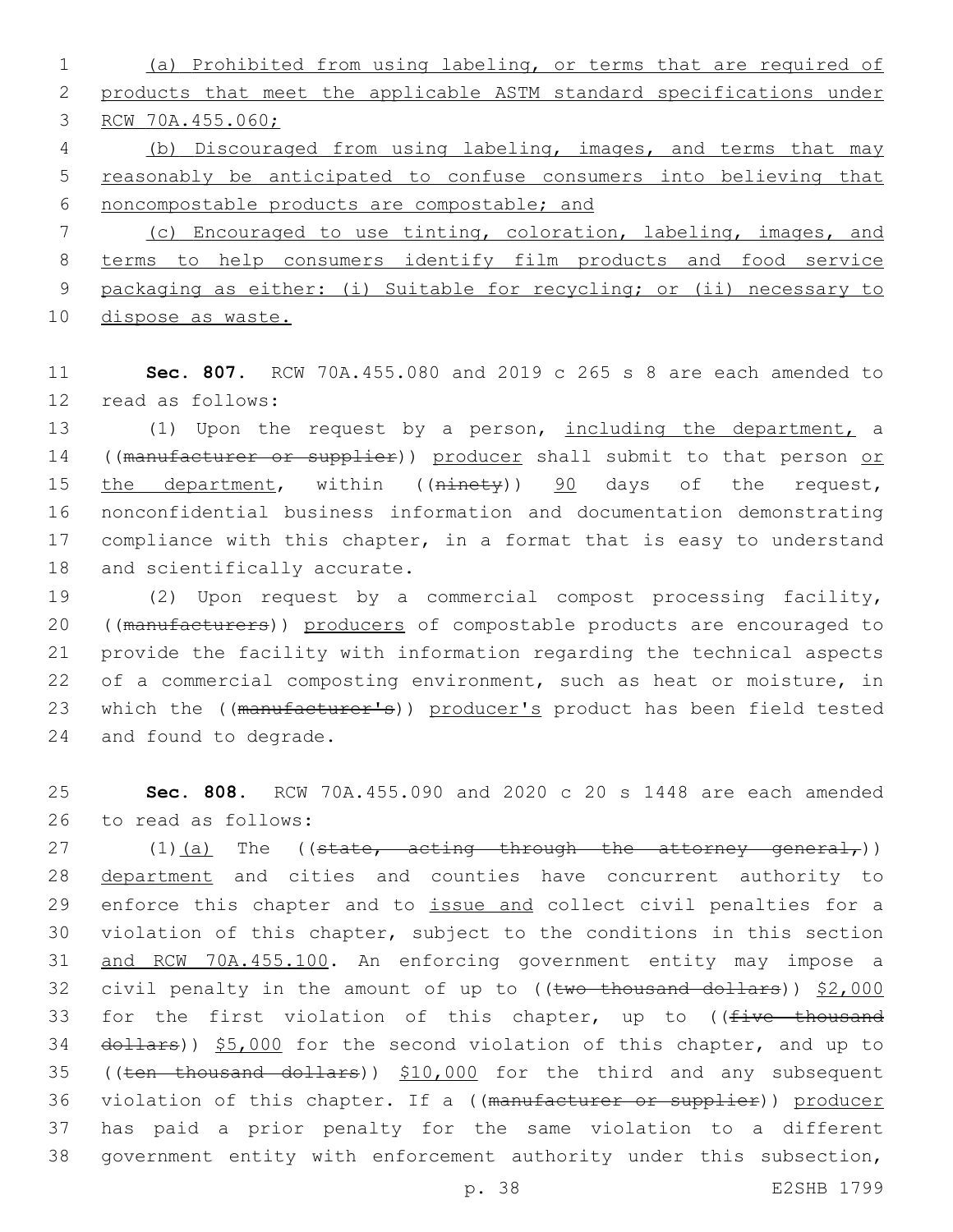(a) Prohibited from using labeling, or terms that are required of products that meet the applicable ASTM standard specifications under RCW 70A.455.060;

(b) Discouraged from using labeling, images, and terms that may reasonably be anticipated to confuse consumers into believing that noncompostable products are compostable; and

(c) Encouraged to use tinting, coloration, labeling, images, and terms to help consumers identify film products and food service packaging as either: (i) Suitable for recycling; or (ii) necessary to dispose as waste.

**Sec. 807.** RCW 70A.455.080 and 2019 c 265 s 8 are each amended to read as follows:

(1) Upon the request by a person, including the department, a ((~~manufacturer or supplier~~)) producer shall submit to that person or the department, within ((~~ninety~~)) 90 days of the request, nonconfidential business information and documentation demonstrating compliance with this chapter, in a format that is easy to understand and scientifically accurate.

(2) Upon request by a commercial compost processing facility, ((~~manufacturers~~)) producers of compostable products are encouraged to provide the facility with information regarding the technical aspects of a commercial composting environment, such as heat or moisture, in which the ((~~manufacturer's~~)) producer's product has been field tested and found to degrade.

**Sec. 808.** RCW 70A.455.090 and 2020 c 20 s 1448 are each amended to read as follows:

(1)(a) The ((~~state, acting through the attorney general,~~)) department and cities and counties have concurrent authority to enforce this chapter and to issue and collect civil penalties for a violation of this chapter, subject to the conditions in this section and RCW 70A.455.100. An enforcing government entity may impose a civil penalty in the amount of up to ((~~two thousand dollars~~)) $2,000 for the first violation of this chapter, up to ((~~five thousand dollars~~)) $5,000 for the second violation of this chapter, and up to ((~~ten thousand dollars~~)) $10,000 for the third and any subsequent violation of this chapter. If a ((~~manufacturer or supplier~~)) producer has paid a prior penalty for the same violation to a different government entity with enforcement authority under this subsection,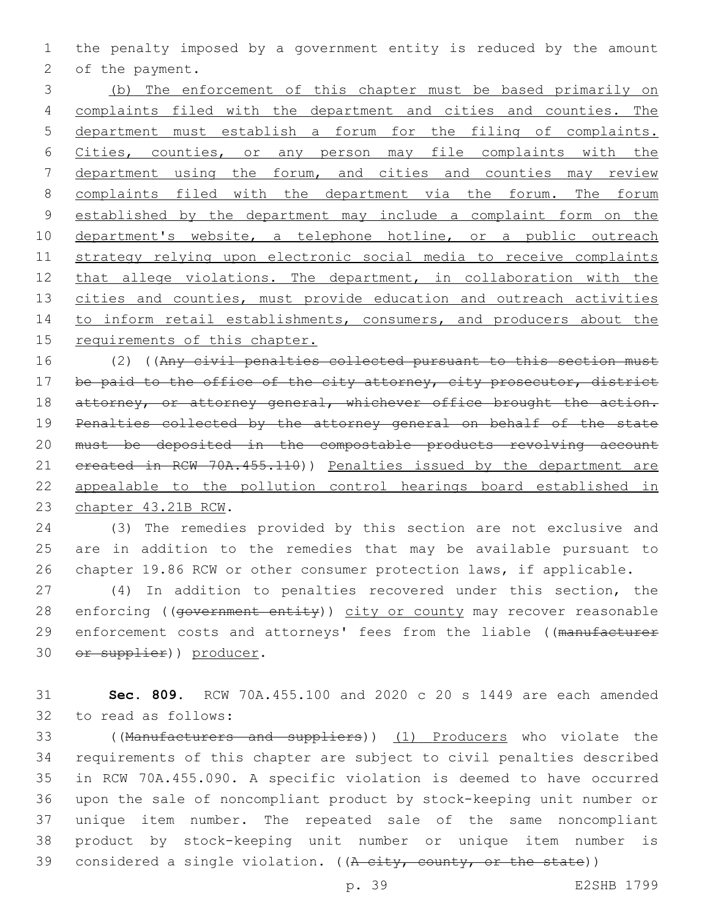the penalty imposed by a government entity is reduced by the amount of the payment.

<u>(b) The enforcement of this chapter must be based primarily on complaints filed with the department and cities and counties. The department must establish a forum for the filing of complaints. Cities, counties, or any person may file complaints with the department using the forum, and cities and counties may review complaints filed with the department via the forum. The forum established by the department may include a complaint form on the department's website, a telephone hotline, or a public outreach strategy relying upon electronic social media to receive complaints that allege violations. The department, in collaboration with the cities and counties, must provide education and outreach activities to inform retail establishments, consumers, and producers about the requirements of this chapter.</u>

(2) ((~~Any civil penalties collected pursuant to this section must be paid to the office of the city attorney, city prosecutor, district attorney, or attorney general, whichever office brought the action. Penalties collected by the attorney general on behalf of the state must be deposited in the compostable products revolving account created in RCW 70A.455.110~~)) <u>Penalties issued by the department are appealable to the pollution control hearings board established in chapter 43.21B RCW</u>.

(3) The remedies provided by this section are not exclusive and are in addition to the remedies that may be available pursuant to chapter 19.86 RCW or other consumer protection laws, if applicable.

(4) In addition to penalties recovered under this section, the enforcing ((~~government entity~~)) <u>city or county</u> may recover reasonable enforcement costs and attorneys' fees from the liable ((~~manufacturer or supplier~~)) <u>producer</u>.

**Sec. 809.** RCW 70A.455.100 and 2020 c 20 s 1449 are each amended to read as follows:

((~~Manufacturers and suppliers~~)) <u>(1) Producers</u> who violate the requirements of this chapter are subject to civil penalties described in RCW 70A.455.090. A specific violation is deemed to have occurred upon the sale of noncompliant product by stock-keeping unit number or unique item number. The repeated sale of the same noncompliant product by stock-keeping unit number or unique item number is considered a single violation. ((~~A city, county, or the state~~))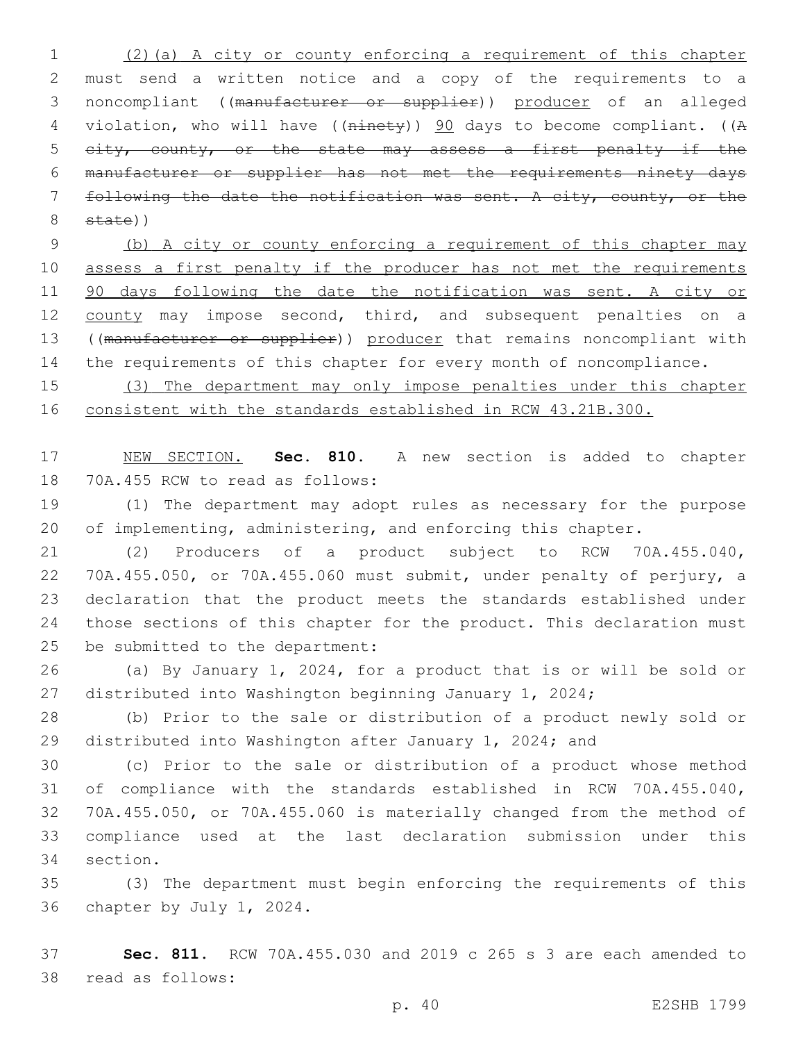(2)(a) A city or county enforcing a requirement of this chapter must send a written notice and a copy of the requirements to a noncompliant ((~~manufacturer or supplier~~)) <u>producer</u> of an alleged violation, who will have ((~~ninety~~)) <u>90</u> days to become compliant. ((~~A city, county, or the state may assess a first penalty if the manufacturer or supplier has not met the requirements ninety days following the date the notification was sent. A city, county, or the state~~))

<u>(b) A city or county enforcing a requirement of this chapter may assess a first penalty if the producer has not met the requirements 90 days following the date the notification was sent. A city or county</u> may impose second, third, and subsequent penalties on a ((~~manufacturer or supplier~~)) <u>producer</u> that remains noncompliant with the requirements of this chapter for every month of noncompliance.

<u>(3) The department may only impose penalties under this chapter consistent with the standards established in RCW 43.21B.300.</u>

<u>NEW SECTION.</u> **Sec. 810.** A new section is added to chapter 70A.455 RCW to read as follows:

(1) The department may adopt rules as necessary for the purpose of implementing, administering, and enforcing this chapter.

(2) Producers of a product subject to RCW 70A.455.040, 70A.455.050, or 70A.455.060 must submit, under penalty of perjury, a declaration that the product meets the standards established under those sections of this chapter for the product. This declaration must be submitted to the department:

(a) By January 1, 2024, for a product that is or will be sold or distributed into Washington beginning January 1, 2024;

(b) Prior to the sale or distribution of a product newly sold or distributed into Washington after January 1, 2024; and

(c) Prior to the sale or distribution of a product whose method of compliance with the standards established in RCW 70A.455.040, 70A.455.050, or 70A.455.060 is materially changed from the method of compliance used at the last declaration submission under this section.

(3) The department must begin enforcing the requirements of this chapter by July 1, 2024.

**Sec. 811.** RCW 70A.455.030 and 2019 c 265 s 3 are each amended to read as follows: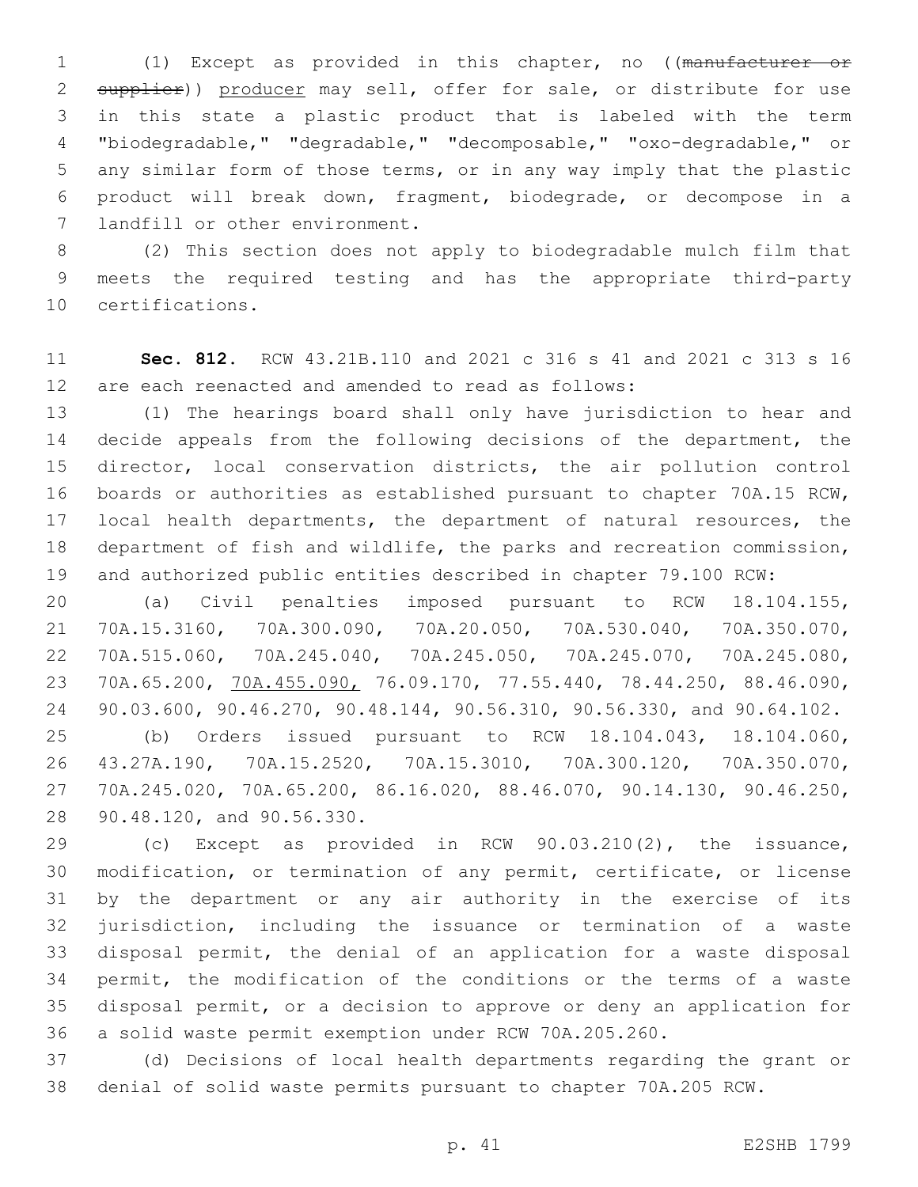(1) Except as provided in this chapter, no ((~~manufacturer or supplier~~)) producer may sell, offer for sale, or distribute for use in this state a plastic product that is labeled with the term "biodegradable," "degradable," "decomposable," "oxo-degradable," or any similar form of those terms, or in any way imply that the plastic product will break down, fragment, biodegrade, or decompose in a landfill or other environment.

(2) This section does not apply to biodegradable mulch film that meets the required testing and has the appropriate third-party certifications.

**Sec. 812.** RCW 43.21B.110 and 2021 c 316 s 41 and 2021 c 313 s 16 are each reenacted and amended to read as follows:

(1) The hearings board shall only have jurisdiction to hear and decide appeals from the following decisions of the department, the director, local conservation districts, the air pollution control boards or authorities as established pursuant to chapter 70A.15 RCW, local health departments, the department of natural resources, the department of fish and wildlife, the parks and recreation commission, and authorized public entities described in chapter 79.100 RCW:

(a) Civil penalties imposed pursuant to RCW 18.104.155, 70A.15.3160, 70A.300.090, 70A.20.050, 70A.530.040, 70A.350.070, 70A.515.060, 70A.245.040, 70A.245.050, 70A.245.070, 70A.245.080, 70A.65.200, 70A.455.090, 76.09.170, 77.55.440, 78.44.250, 88.46.090, 90.03.600, 90.46.270, 90.48.144, 90.56.310, 90.56.330, and 90.64.102.

(b) Orders issued pursuant to RCW 18.104.043, 18.104.060, 43.27A.190, 70A.15.2520, 70A.15.3010, 70A.300.120, 70A.350.070, 70A.245.020, 70A.65.200, 86.16.020, 88.46.070, 90.14.130, 90.46.250, 90.48.120, and 90.56.330.

(c) Except as provided in RCW 90.03.210(2), the issuance, modification, or termination of any permit, certificate, or license by the department or any air authority in the exercise of its jurisdiction, including the issuance or termination of a waste disposal permit, the denial of an application for a waste disposal permit, the modification of the conditions or the terms of a waste disposal permit, or a decision to approve or deny an application for a solid waste permit exemption under RCW 70A.205.260.

(d) Decisions of local health departments regarding the grant or denial of solid waste permits pursuant to chapter 70A.205 RCW.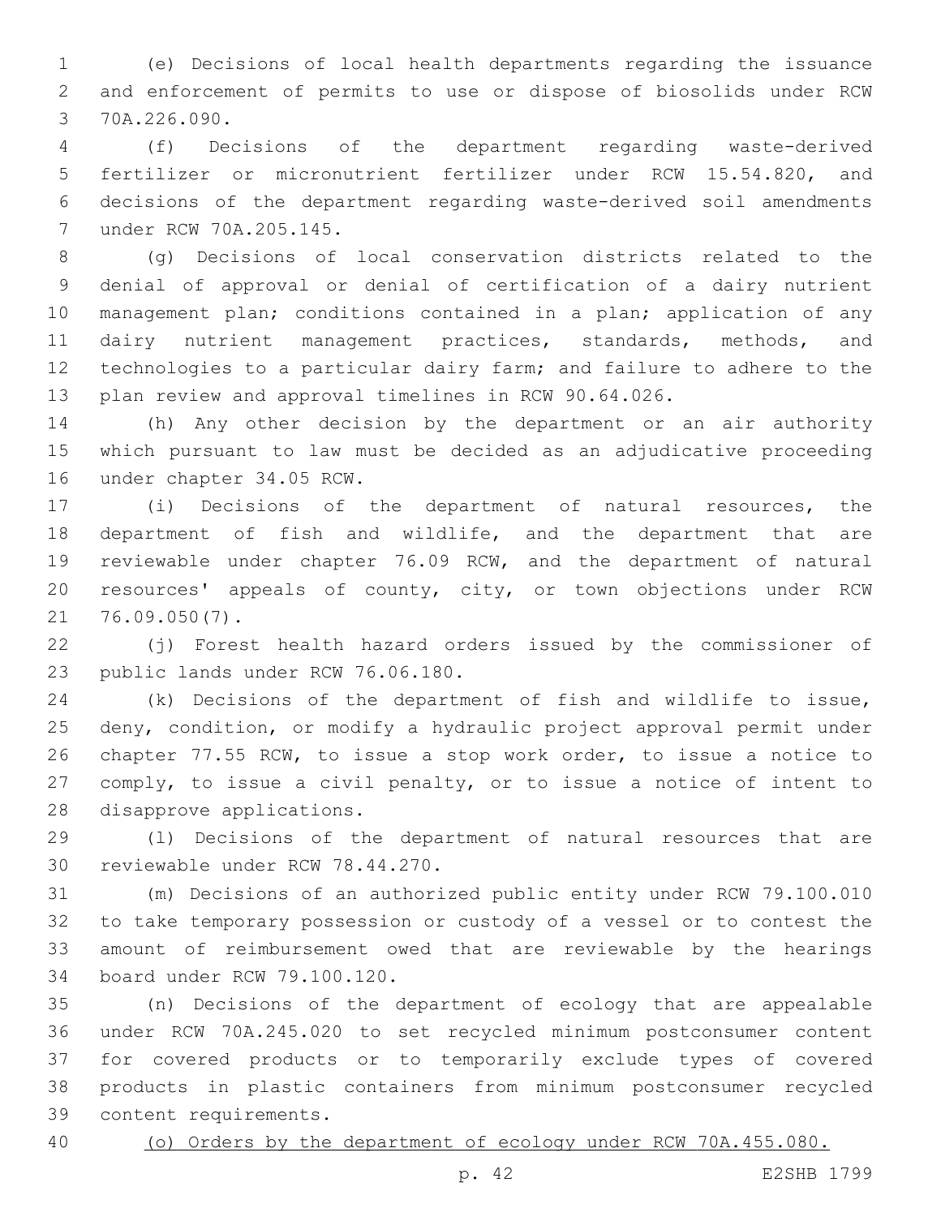(e) Decisions of local health departments regarding the issuance and enforcement of permits to use or dispose of biosolids under RCW 70A.226.090.

(f) Decisions of the department regarding waste-derived fertilizer or micronutrient fertilizer under RCW 15.54.820, and decisions of the department regarding waste-derived soil amendments under RCW 70A.205.145.

(g) Decisions of local conservation districts related to the denial of approval or denial of certification of a dairy nutrient management plan; conditions contained in a plan; application of any dairy nutrient management practices, standards, methods, and technologies to a particular dairy farm; and failure to adhere to the plan review and approval timelines in RCW 90.64.026.

(h) Any other decision by the department or an air authority which pursuant to law must be decided as an adjudicative proceeding under chapter 34.05 RCW.

(i) Decisions of the department of natural resources, the department of fish and wildlife, and the department that are reviewable under chapter 76.09 RCW, and the department of natural resources' appeals of county, city, or town objections under RCW 76.09.050(7).

(j) Forest health hazard orders issued by the commissioner of public lands under RCW 76.06.180.

(k) Decisions of the department of fish and wildlife to issue, deny, condition, or modify a hydraulic project approval permit under chapter 77.55 RCW, to issue a stop work order, to issue a notice to comply, to issue a civil penalty, or to issue a notice of intent to disapprove applications.

(l) Decisions of the department of natural resources that are reviewable under RCW 78.44.270.

(m) Decisions of an authorized public entity under RCW 79.100.010 to take temporary possession or custody of a vessel or to contest the amount of reimbursement owed that are reviewable by the hearings board under RCW 79.100.120.

(n) Decisions of the department of ecology that are appealable under RCW 70A.245.020 to set recycled minimum postconsumer content for covered products or to temporarily exclude types of covered products in plastic containers from minimum postconsumer recycled content requirements.

<u>(o) Orders by the department of ecology under RCW 70A.455.080.</u>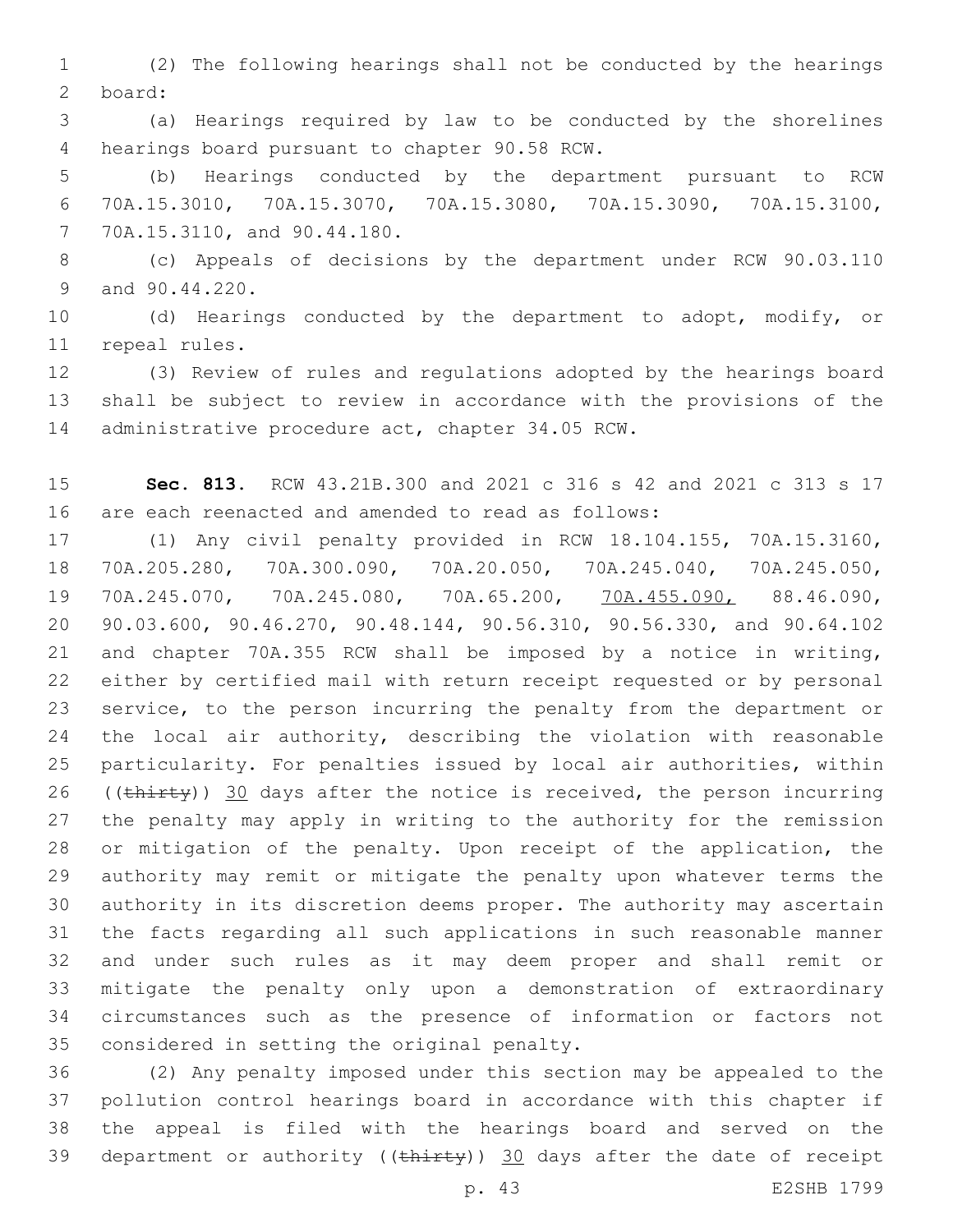(2) The following hearings shall not be conducted by the hearings board:

(a) Hearings required by law to be conducted by the shorelines hearings board pursuant to chapter 90.58 RCW.

(b) Hearings conducted by the department pursuant to RCW 70A.15.3010, 70A.15.3070, 70A.15.3080, 70A.15.3090, 70A.15.3100, 70A.15.3110, and 90.44.180.

(c) Appeals of decisions by the department under RCW 90.03.110 and 90.44.220.

(d) Hearings conducted by the department to adopt, modify, or repeal rules.

(3) Review of rules and regulations adopted by the hearings board shall be subject to review in accordance with the provisions of the administrative procedure act, chapter 34.05 RCW.

**Sec. 813.** RCW 43.21B.300 and 2021 c 316 s 42 and 2021 c 313 s 17 are each reenacted and amended to read as follows:

(1) Any civil penalty provided in RCW 18.104.155, 70A.15.3160, 70A.205.280, 70A.300.090, 70A.20.050, 70A.245.040, 70A.245.050, 70A.245.070, 70A.245.080, 70A.65.200, <u>70A.455.090,</u> 88.46.090, 90.03.600, 90.46.270, 90.48.144, 90.56.310, 90.56.330, and 90.64.102 and chapter 70A.355 RCW shall be imposed by a notice in writing, either by certified mail with return receipt requested or by personal service, to the person incurring the penalty from the department or the local air authority, describing the violation with reasonable particularity. For penalties issued by local air authorities, within ((~~thirty~~)) <u>30</u> days after the notice is received, the person incurring the penalty may apply in writing to the authority for the remission or mitigation of the penalty. Upon receipt of the application, the authority may remit or mitigate the penalty upon whatever terms the authority in its discretion deems proper. The authority may ascertain the facts regarding all such applications in such reasonable manner and under such rules as it may deem proper and shall remit or mitigate the penalty only upon a demonstration of extraordinary circumstances such as the presence of information or factors not considered in setting the original penalty.

(2) Any penalty imposed under this section may be appealed to the pollution control hearings board in accordance with this chapter if the appeal is filed with the hearings board and served on the department or authority ((~~thirty~~)) <u>30</u> days after the date of receipt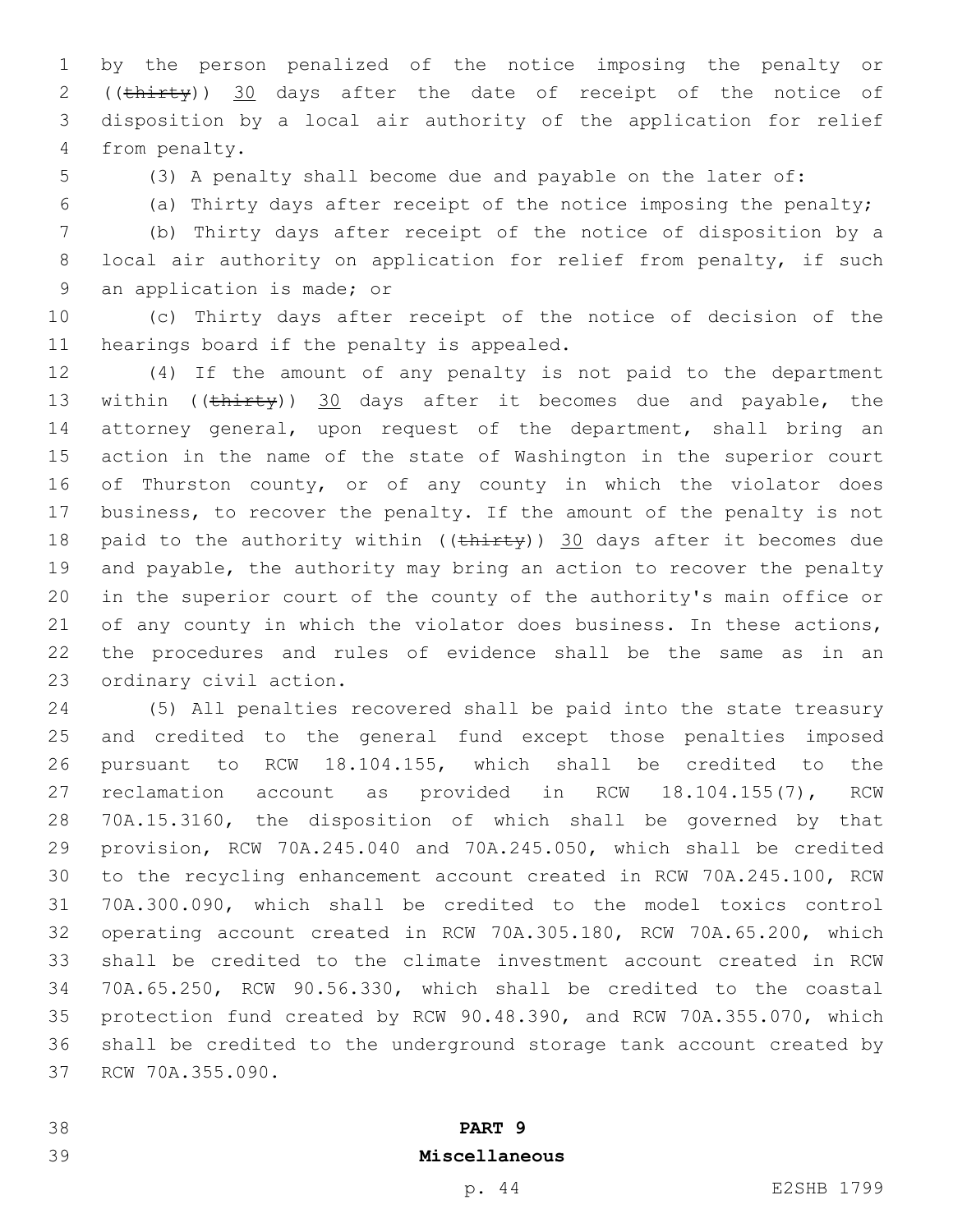by the person penalized of the notice imposing the penalty or ((~~thirty~~)) 30 days after the date of receipt of the notice of disposition by a local air authority of the application for relief from penalty.

(3) A penalty shall become due and payable on the later of:

(a) Thirty days after receipt of the notice imposing the penalty;

(b) Thirty days after receipt of the notice of disposition by a local air authority on application for relief from penalty, if such an application is made; or

(c) Thirty days after receipt of the notice of decision of the hearings board if the penalty is appealed.

(4) If the amount of any penalty is not paid to the department within ((~~thirty~~)) 30 days after it becomes due and payable, the attorney general, upon request of the department, shall bring an action in the name of the state of Washington in the superior court of Thurston county, or of any county in which the violator does business, to recover the penalty. If the amount of the penalty is not paid to the authority within ((~~thirty~~)) 30 days after it becomes due and payable, the authority may bring an action to recover the penalty in the superior court of the county of the authority's main office or of any county in which the violator does business. In these actions, the procedures and rules of evidence shall be the same as in an ordinary civil action.

(5) All penalties recovered shall be paid into the state treasury and credited to the general fund except those penalties imposed pursuant to RCW 18.104.155, which shall be credited to the reclamation account as provided in RCW 18.104.155(7), RCW 70A.15.3160, the disposition of which shall be governed by that provision, RCW 70A.245.040 and 70A.245.050, which shall be credited to the recycling enhancement account created in RCW 70A.245.100, RCW 70A.300.090, which shall be credited to the model toxics control operating account created in RCW 70A.305.180, RCW 70A.65.200, which shall be credited to the climate investment account created in RCW 70A.65.250, RCW 90.56.330, which shall be credited to the coastal protection fund created by RCW 90.48.390, and RCW 70A.355.070, which shall be credited to the underground storage tank account created by RCW 70A.355.090.

**PART 9**

**Miscellaneous**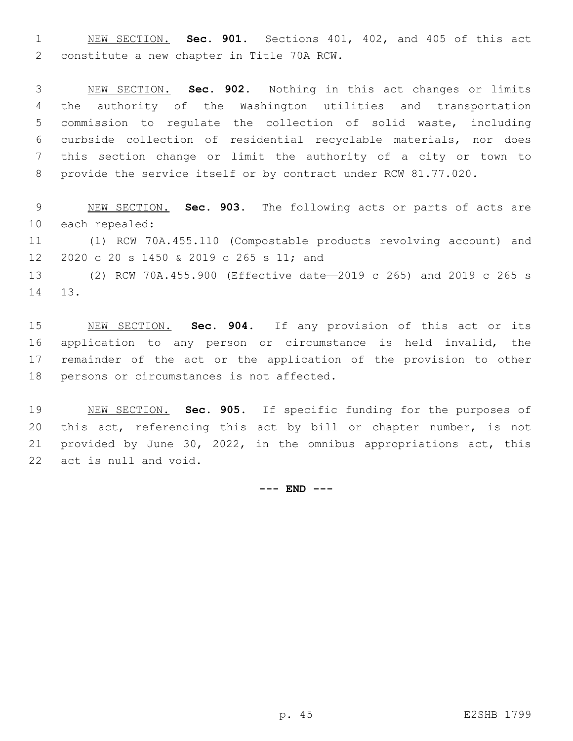NEW SECTION. **Sec. 901.** Sections 401, 402, and 405 of this act constitute a new chapter in Title 70A RCW.

NEW SECTION. **Sec. 902.** Nothing in this act changes or limits the authority of the Washington utilities and transportation commission to regulate the collection of solid waste, including curbside collection of residential recyclable materials, nor does this section change or limit the authority of a city or town to provide the service itself or by contract under RCW 81.77.020.

NEW SECTION. **Sec. 903.** The following acts or parts of acts are each repealed:

(1) RCW 70A.455.110 (Compostable products revolving account) and 2020 c 20 s 1450 & 2019 c 265 s 11; and

(2) RCW 70A.455.900 (Effective date—2019 c 265) and 2019 c 265 s 13.

NEW SECTION. **Sec. 904.** If any provision of this act or its application to any person or circumstance is held invalid, the remainder of the act or the application of the provision to other persons or circumstances is not affected.

NEW SECTION. **Sec. 905.** If specific funding for the purposes of this act, referencing this act by bill or chapter number, is not provided by June 30, 2022, in the omnibus appropriations act, this act is null and void.

**--- END ---**